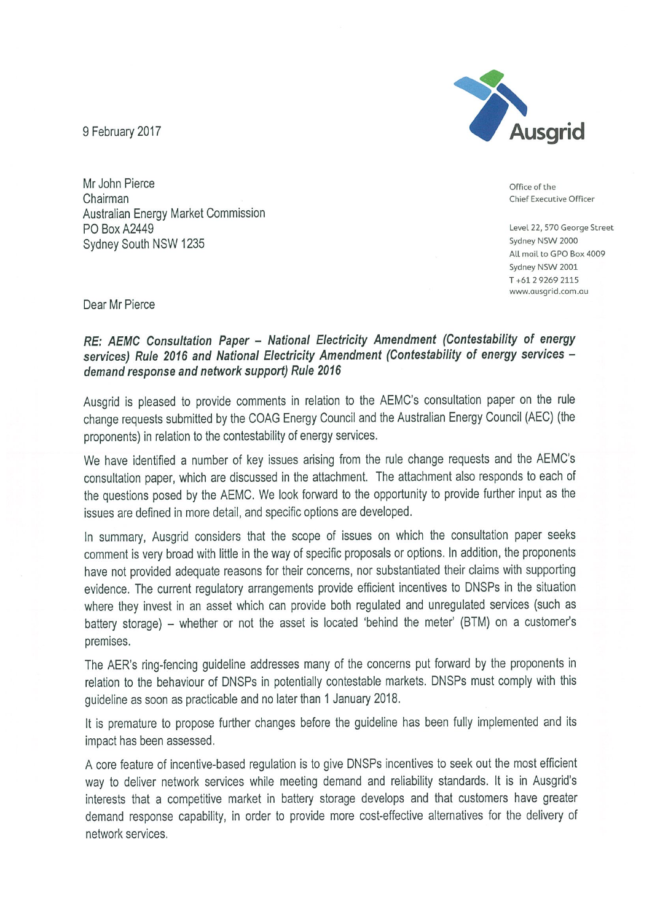9 February 2017

Ausgrid

Office of the
Chief Executive Officer

Level 22, 570 George Street
Sydney NSW 2000
All mail to GPO Box 4009
Sydney NSW 2001
T +61 2 9269 2115
www.ausgrid.com.au

Mr John Pierce
Chairman
Australian Energy Market Commission
PO Box A2449
Sydney South NSW 1235

Dear Mr Pierce

***RE: AEMC Consultation Paper – National Electricity Amendment (Contestability of energy services) Rule 2016 and National Electricity Amendment (Contestability of energy services – demand response and network support) Rule 2016***

Ausgrid is pleased to provide comments in relation to the AEMC's consultation paper on the rule change requests submitted by the COAG Energy Council and the Australian Energy Council (AEC) (the proponents) in relation to the contestability of energy services.

We have identified a number of key issues arising from the rule change requests and the AEMC's consultation paper, which are discussed in the attachment. The attachment also responds to each of the questions posed by the AEMC. We look forward to the opportunity to provide further input as the issues are defined in more detail, and specific options are developed.

In summary, Ausgrid considers that the scope of issues on which the consultation paper seeks comment is very broad with little in the way of specific proposals or options. In addition, the proponents have not provided adequate reasons for their concerns, nor substantiated their claims with supporting evidence. The current regulatory arrangements provide efficient incentives to DNSPs in the situation where they invest in an asset which can provide both regulated and unregulated services (such as battery storage) – whether or not the asset is located 'behind the meter' (BTM) on a customer's premises.

The AER's ring-fencing guideline addresses many of the concerns put forward by the proponents in relation to the behaviour of DNSPs in potentially contestable markets. DNSPs must comply with this guideline as soon as practicable and no later than 1 January 2018.

It is premature to propose further changes before the guideline has been fully implemented and its impact has been assessed.

A core feature of incentive-based regulation is to give DNSPs incentives to seek out the most efficient way to deliver network services while meeting demand and reliability standards. It is in Ausgrid's interests that a competitive market in battery storage develops and that customers have greater demand response capability, in order to provide more cost-effective alternatives for the delivery of network services.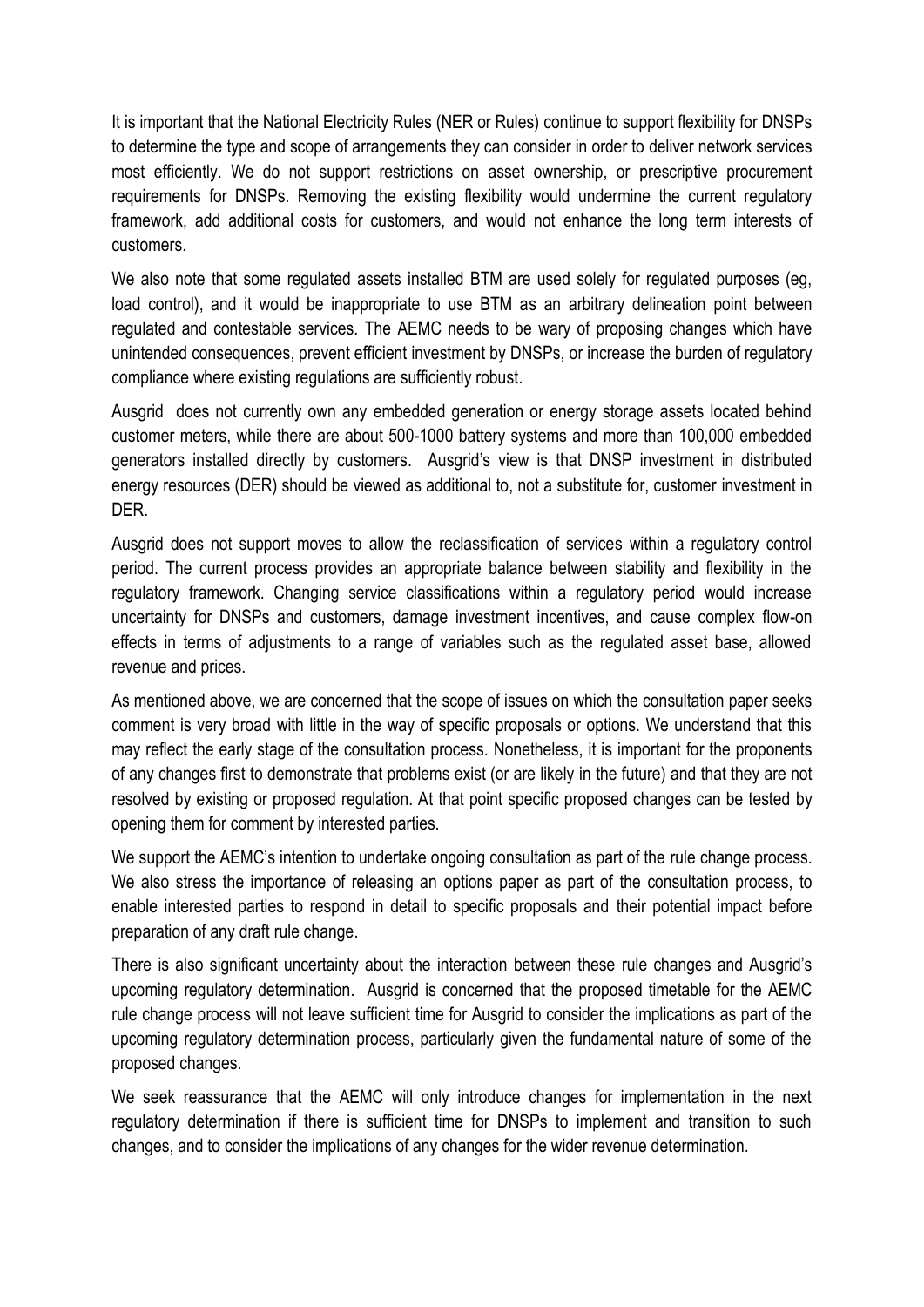It is important that the National Electricity Rules (NER or Rules) continue to support flexibility for DNSPs to determine the type and scope of arrangements they can consider in order to deliver network services most efficiently. We do not support restrictions on asset ownership, or prescriptive procurement requirements for DNSPs. Removing the existing flexibility would undermine the current regulatory framework, add additional costs for customers, and would not enhance the long term interests of customers.

We also note that some regulated assets installed BTM are used solely for regulated purposes (eg, load control), and it would be inappropriate to use BTM as an arbitrary delineation point between regulated and contestable services. The AEMC needs to be wary of proposing changes which have unintended consequences, prevent efficient investment by DNSPs, or increase the burden of regulatory compliance where existing regulations are sufficiently robust.

Ausgrid does not currently own any embedded generation or energy storage assets located behind customer meters, while there are about 500-1000 battery systems and more than 100,000 embedded generators installed directly by customers. Ausgrid's view is that DNSP investment in distributed energy resources (DER) should be viewed as additional to, not a substitute for, customer investment in DER.

Ausgrid does not support moves to allow the reclassification of services within a regulatory control period. The current process provides an appropriate balance between stability and flexibility in the regulatory framework. Changing service classifications within a regulatory period would increase uncertainty for DNSPs and customers, damage investment incentives, and cause complex flow-on effects in terms of adjustments to a range of variables such as the regulated asset base, allowed revenue and prices.

As mentioned above, we are concerned that the scope of issues on which the consultation paper seeks comment is very broad with little in the way of specific proposals or options. We understand that this may reflect the early stage of the consultation process. Nonetheless, it is important for the proponents of any changes first to demonstrate that problems exist (or are likely in the future) and that they are not resolved by existing or proposed regulation. At that point specific proposed changes can be tested by opening them for comment by interested parties.

We support the AEMC's intention to undertake ongoing consultation as part of the rule change process. We also stress the importance of releasing an options paper as part of the consultation process, to enable interested parties to respond in detail to specific proposals and their potential impact before preparation of any draft rule change.

There is also significant uncertainty about the interaction between these rule changes and Ausgrid's upcoming regulatory determination. Ausgrid is concerned that the proposed timetable for the AEMC rule change process will not leave sufficient time for Ausgrid to consider the implications as part of the upcoming regulatory determination process, particularly given the fundamental nature of some of the proposed changes.

We seek reassurance that the AEMC will only introduce changes for implementation in the next regulatory determination if there is sufficient time for DNSPs to implement and transition to such changes, and to consider the implications of any changes for the wider revenue determination.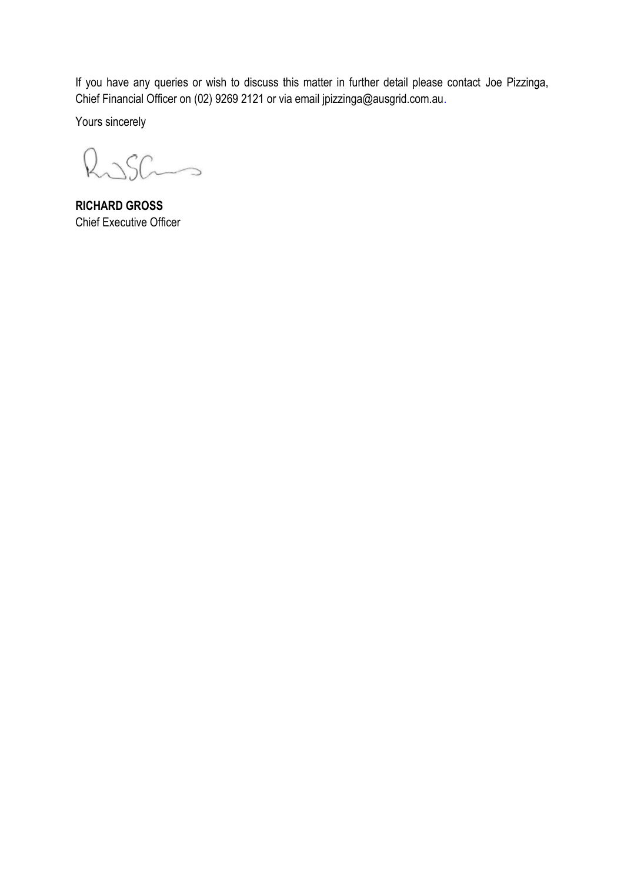If you have any queries or wish to discuss this matter in further detail please contact Joe Pizzinga, Chief Financial Officer on (02) 9269 2121 or via email jpizzinga@ausgrid.com.au.

Yours sincerely

**RICHARD GROSS**
Chief Executive Officer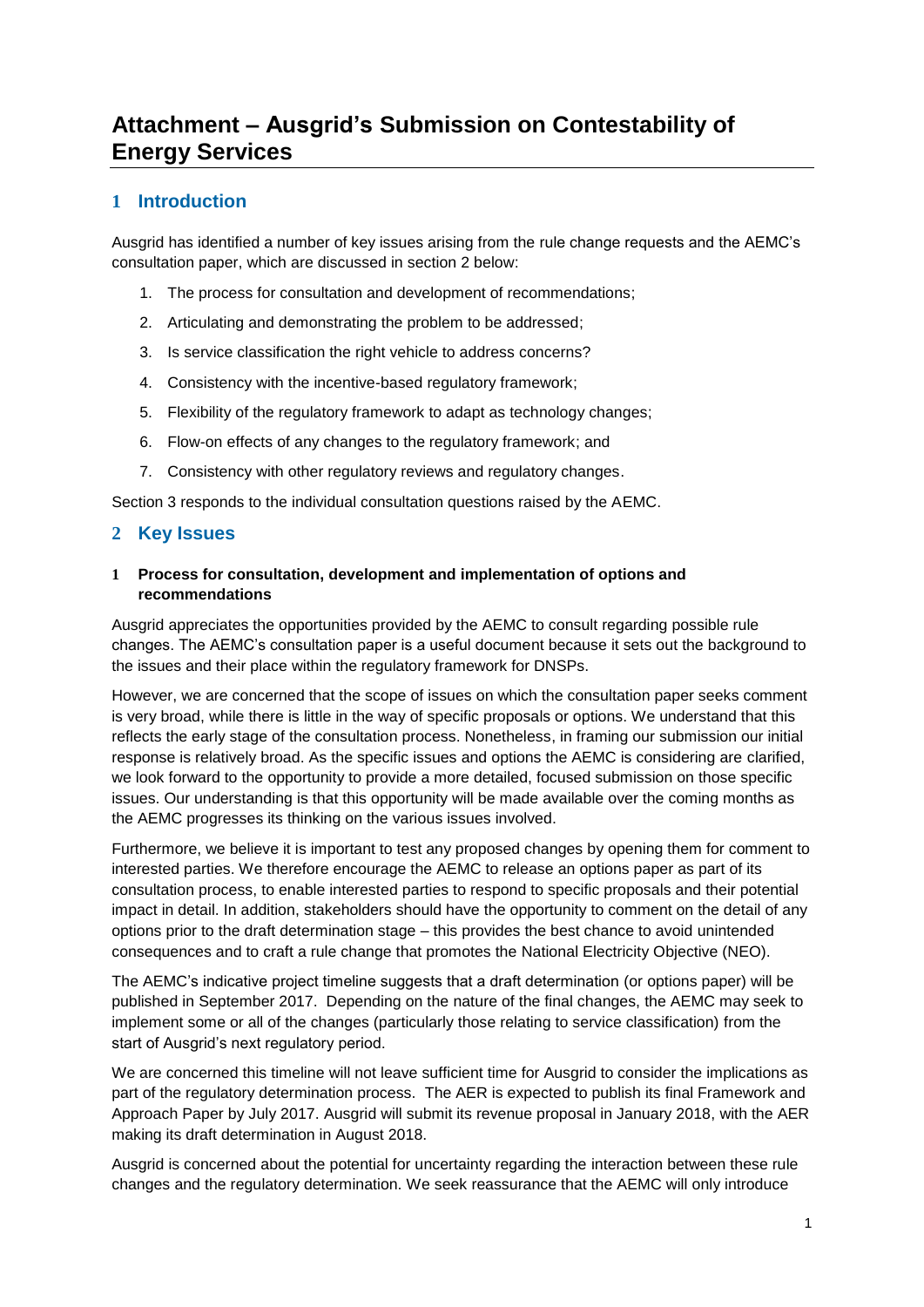# Attachment – Ausgrid's Submission on Contestability of Energy Services

## 1 Introduction

Ausgrid has identified a number of key issues arising from the rule change requests and the AEMC's consultation paper, which are discussed in section 2 below:

1. The process for consultation and development of recommendations;
2. Articulating and demonstrating the problem to be addressed;
3. Is service classification the right vehicle to address concerns?
4. Consistency with the incentive-based regulatory framework;
5. Flexibility of the regulatory framework to adapt as technology changes;
6. Flow-on effects of any changes to the regulatory framework; and
7. Consistency with other regulatory reviews and regulatory changes.

Section 3 responds to the individual consultation questions raised by the AEMC.

## 2 Key Issues

### 1 Process for consultation, development and implementation of options and recommendations

Ausgrid appreciates the opportunities provided by the AEMC to consult regarding possible rule changes. The AEMC's consultation paper is a useful document because it sets out the background to the issues and their place within the regulatory framework for DNSPs.

However, we are concerned that the scope of issues on which the consultation paper seeks comment is very broad, while there is little in the way of specific proposals or options. We understand that this reflects the early stage of the consultation process. Nonetheless, in framing our submission our initial response is relatively broad. As the specific issues and options the AEMC is considering are clarified, we look forward to the opportunity to provide a more detailed, focused submission on those specific issues. Our understanding is that this opportunity will be made available over the coming months as the AEMC progresses its thinking on the various issues involved.

Furthermore, we believe it is important to test any proposed changes by opening them for comment to interested parties. We therefore encourage the AEMC to release an options paper as part of its consultation process, to enable interested parties to respond to specific proposals and their potential impact in detail. In addition, stakeholders should have the opportunity to comment on the detail of any options prior to the draft determination stage – this provides the best chance to avoid unintended consequences and to craft a rule change that promotes the National Electricity Objective (NEO).

The AEMC's indicative project timeline suggests that a draft determination (or options paper) will be published in September 2017. Depending on the nature of the final changes, the AEMC may seek to implement some or all of the changes (particularly those relating to service classification) from the start of Ausgrid's next regulatory period.

We are concerned this timeline will not leave sufficient time for Ausgrid to consider the implications as part of the regulatory determination process. The AER is expected to publish its final Framework and Approach Paper by July 2017. Ausgrid will submit its revenue proposal in January 2018, with the AER making its draft determination in August 2018.

Ausgrid is concerned about the potential for uncertainty regarding the interaction between these rule changes and the regulatory determination. We seek reassurance that the AEMC will only introduce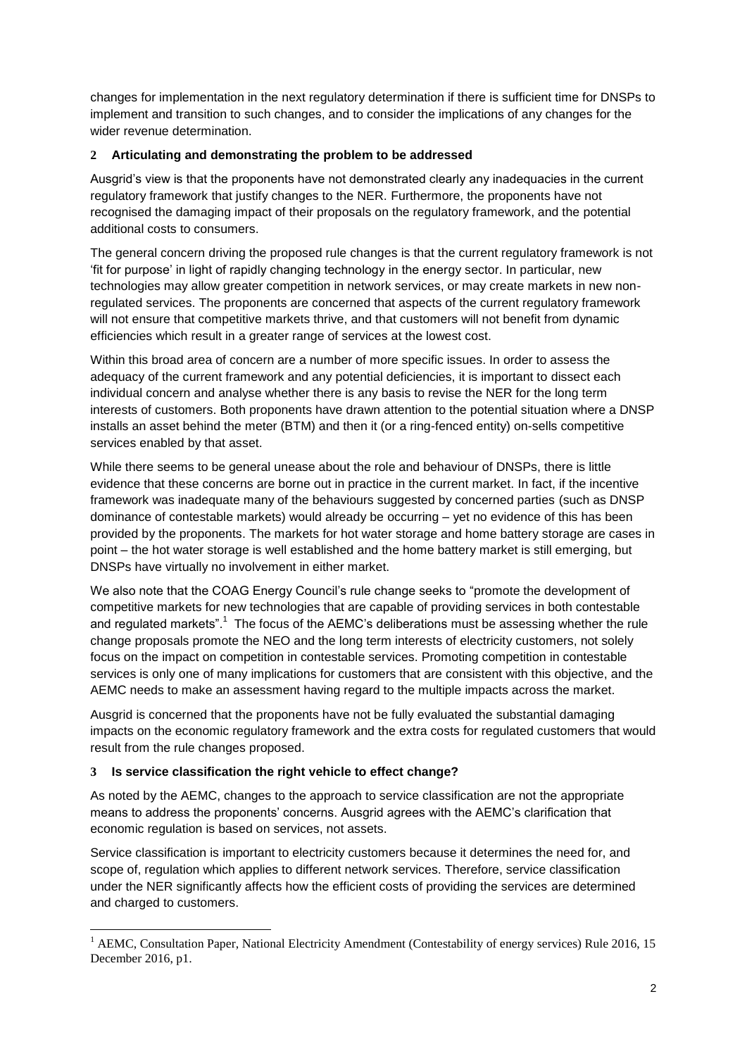changes for implementation in the next regulatory determination if there is sufficient time for DNSPs to implement and transition to such changes, and to consider the implications of any changes for the wider revenue determination.

## 2 Articulating and demonstrating the problem to be addressed

Ausgrid's view is that the proponents have not demonstrated clearly any inadequacies in the current regulatory framework that justify changes to the NER. Furthermore, the proponents have not recognised the damaging impact of their proposals on the regulatory framework, and the potential additional costs to consumers.

The general concern driving the proposed rule changes is that the current regulatory framework is not 'fit for purpose' in light of rapidly changing technology in the energy sector. In particular, new technologies may allow greater competition in network services, or may create markets in new non-regulated services. The proponents are concerned that aspects of the current regulatory framework will not ensure that competitive markets thrive, and that customers will not benefit from dynamic efficiencies which result in a greater range of services at the lowest cost.

Within this broad area of concern are a number of more specific issues. In order to assess the adequacy of the current framework and any potential deficiencies, it is important to dissect each individual concern and analyse whether there is any basis to revise the NER for the long term interests of customers. Both proponents have drawn attention to the potential situation where a DNSP installs an asset behind the meter (BTM) and then it (or a ring-fenced entity) on-sells competitive services enabled by that asset.

While there seems to be general unease about the role and behaviour of DNSPs, there is little evidence that these concerns are borne out in practice in the current market. In fact, if the incentive framework was inadequate many of the behaviours suggested by concerned parties (such as DNSP dominance of contestable markets) would already be occurring – yet no evidence of this has been provided by the proponents. The markets for hot water storage and home battery storage are cases in point – the hot water storage is well established and the home battery market is still emerging, but DNSPs have virtually no involvement in either market.

We also note that the COAG Energy Council's rule change seeks to "promote the development of competitive markets for new technologies that are capable of providing services in both contestable and regulated markets".[1] The focus of the AEMC's deliberations must be assessing whether the rule change proposals promote the NEO and the long term interests of electricity customers, not solely focus on the impact on competition in contestable services. Promoting competition in contestable services is only one of many implications for customers that are consistent with this objective, and the AEMC needs to make an assessment having regard to the multiple impacts across the market.

Ausgrid is concerned that the proponents have not be fully evaluated the substantial damaging impacts on the economic regulatory framework and the extra costs for regulated customers that would result from the rule changes proposed.

## 3 Is service classification the right vehicle to effect change?

As noted by the AEMC, changes to the approach to service classification are not the appropriate means to address the proponents' concerns. Ausgrid agrees with the AEMC's clarification that economic regulation is based on services, not assets.

Service classification is important to electricity customers because it determines the need for, and scope of, regulation which applies to different network services. Therefore, service classification under the NER significantly affects how the efficient costs of providing the services are determined and charged to customers.

[1] AEMC, Consultation Paper, National Electricity Amendment (Contestability of energy services) Rule 2016, 15 December 2016, p1.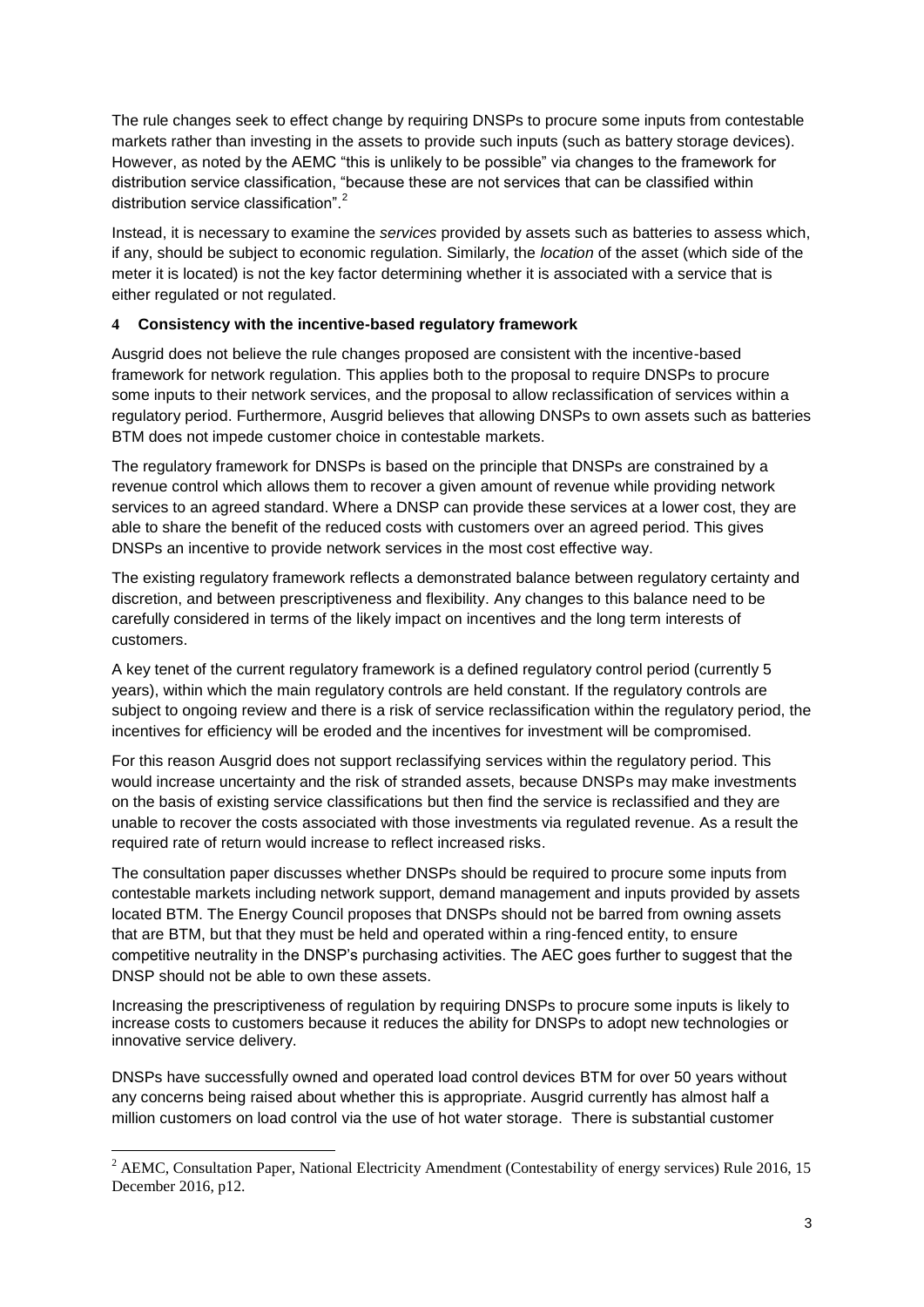The rule changes seek to effect change by requiring DNSPs to procure some inputs from contestable markets rather than investing in the assets to provide such inputs (such as battery storage devices). However, as noted by the AEMC "this is unlikely to be possible" via changes to the framework for distribution service classification, "because these are not services that can be classified within distribution service classification".[2]

Instead, it is necessary to examine the *services* provided by assets such as batteries to assess which, if any, should be subject to economic regulation. Similarly, the *location* of the asset (which side of the meter it is located) is not the key factor determining whether it is associated with a service that is either regulated or not regulated.

## 4 Consistency with the incentive-based regulatory framework

Ausgrid does not believe the rule changes proposed are consistent with the incentive-based framework for network regulation. This applies both to the proposal to require DNSPs to procure some inputs to their network services, and the proposal to allow reclassification of services within a regulatory period. Furthermore, Ausgrid believes that allowing DNSPs to own assets such as batteries BTM does not impede customer choice in contestable markets.

The regulatory framework for DNSPs is based on the principle that DNSPs are constrained by a revenue control which allows them to recover a given amount of revenue while providing network services to an agreed standard. Where a DNSP can provide these services at a lower cost, they are able to share the benefit of the reduced costs with customers over an agreed period. This gives DNSPs an incentive to provide network services in the most cost effective way.

The existing regulatory framework reflects a demonstrated balance between regulatory certainty and discretion, and between prescriptiveness and flexibility. Any changes to this balance need to be carefully considered in terms of the likely impact on incentives and the long term interests of customers.

A key tenet of the current regulatory framework is a defined regulatory control period (currently 5 years), within which the main regulatory controls are held constant. If the regulatory controls are subject to ongoing review and there is a risk of service reclassification within the regulatory period, the incentives for efficiency will be eroded and the incentives for investment will be compromised.

For this reason Ausgrid does not support reclassifying services within the regulatory period. This would increase uncertainty and the risk of stranded assets, because DNSPs may make investments on the basis of existing service classifications but then find the service is reclassified and they are unable to recover the costs associated with those investments via regulated revenue. As a result the required rate of return would increase to reflect increased risks.

The consultation paper discusses whether DNSPs should be required to procure some inputs from contestable markets including network support, demand management and inputs provided by assets located BTM. The Energy Council proposes that DNSPs should not be barred from owning assets that are BTM, but that they must be held and operated within a ring-fenced entity, to ensure competitive neutrality in the DNSP's purchasing activities. The AEC goes further to suggest that the DNSP should not be able to own these assets.

Increasing the prescriptiveness of regulation by requiring DNSPs to procure some inputs is likely to increase costs to customers because it reduces the ability for DNSPs to adopt new technologies or innovative service delivery.

DNSPs have successfully owned and operated load control devices BTM for over 50 years without any concerns being raised about whether this is appropriate. Ausgrid currently has almost half a million customers on load control via the use of hot water storage. There is substantial customer

[2] AEMC, Consultation Paper, National Electricity Amendment (Contestability of energy services) Rule 2016, 15 December 2016, p12.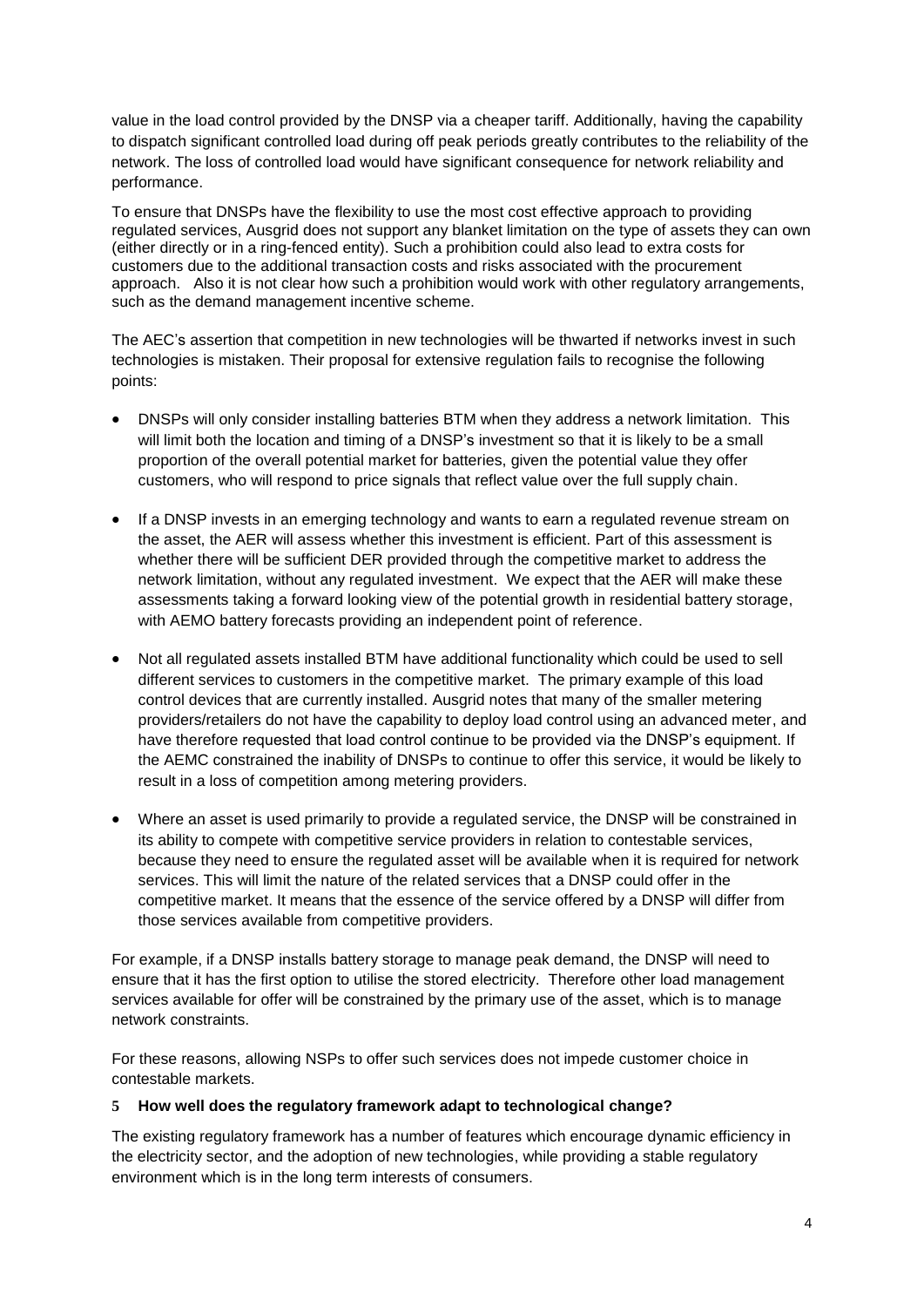value in the load control provided by the DNSP via a cheaper tariff. Additionally, having the capability to dispatch significant controlled load during off peak periods greatly contributes to the reliability of the network. The loss of controlled load would have significant consequence for network reliability and performance.

To ensure that DNSPs have the flexibility to use the most cost effective approach to providing regulated services, Ausgrid does not support any blanket limitation on the type of assets they can own (either directly or in a ring-fenced entity). Such a prohibition could also lead to extra costs for customers due to the additional transaction costs and risks associated with the procurement approach. Also it is not clear how such a prohibition would work with other regulatory arrangements, such as the demand management incentive scheme.

The AEC's assertion that competition in new technologies will be thwarted if networks invest in such technologies is mistaken. Their proposal for extensive regulation fails to recognise the following points:

- DNSPs will only consider installing batteries BTM when they address a network limitation. This will limit both the location and timing of a DNSP's investment so that it is likely to be a small proportion of the overall potential market for batteries, given the potential value they offer customers, who will respond to price signals that reflect value over the full supply chain.
- If a DNSP invests in an emerging technology and wants to earn a regulated revenue stream on the asset, the AER will assess whether this investment is efficient. Part of this assessment is whether there will be sufficient DER provided through the competitive market to address the network limitation, without any regulated investment. We expect that the AER will make these assessments taking a forward looking view of the potential growth in residential battery storage, with AEMO battery forecasts providing an independent point of reference.
- Not all regulated assets installed BTM have additional functionality which could be used to sell different services to customers in the competitive market. The primary example of this load control devices that are currently installed. Ausgrid notes that many of the smaller metering providers/retailers do not have the capability to deploy load control using an advanced meter, and have therefore requested that load control continue to be provided via the DNSP's equipment. If the AEMC constrained the inability of DNSPs to continue to offer this service, it would be likely to result in a loss of competition among metering providers.
- Where an asset is used primarily to provide a regulated service, the DNSP will be constrained in its ability to compete with competitive service providers in relation to contestable services, because they need to ensure the regulated asset will be available when it is required for network services. This will limit the nature of the related services that a DNSP could offer in the competitive market. It means that the essence of the service offered by a DNSP will differ from those services available from competitive providers.

For example, if a DNSP installs battery storage to manage peak demand, the DNSP will need to ensure that it has the first option to utilise the stored electricity. Therefore other load management services available for offer will be constrained by the primary use of the asset, which is to manage network constraints.

For these reasons, allowing NSPs to offer such services does not impede customer choice in contestable markets.

### 5 How well does the regulatory framework adapt to technological change?

The existing regulatory framework has a number of features which encourage dynamic efficiency in the electricity sector, and the adoption of new technologies, while providing a stable regulatory environment which is in the long term interests of consumers.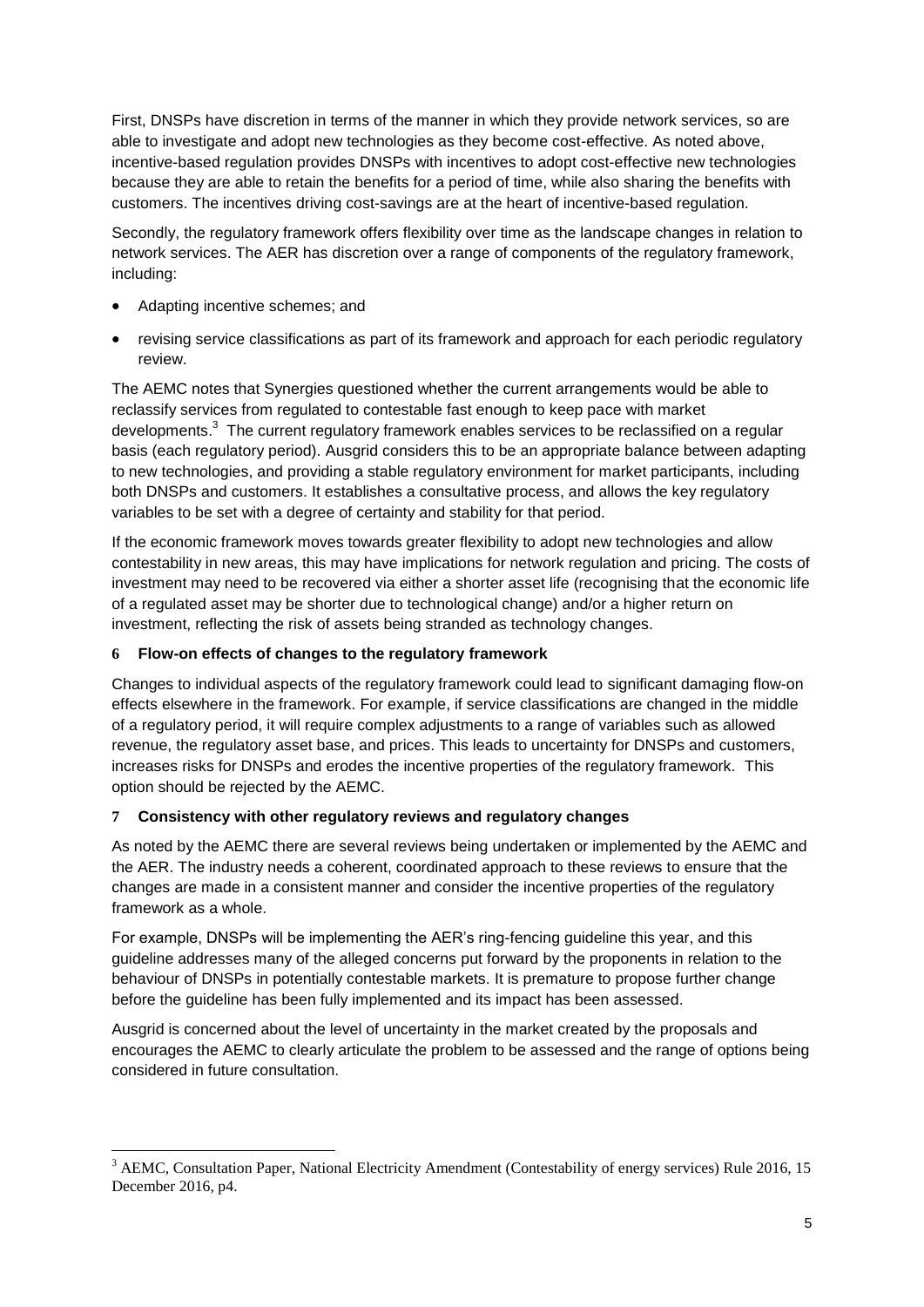First, DNSPs have discretion in terms of the manner in which they provide network services, so are able to investigate and adopt new technologies as they become cost-effective. As noted above, incentive-based regulation provides DNSPs with incentives to adopt cost-effective new technologies because they are able to retain the benefits for a period of time, while also sharing the benefits with customers. The incentives driving cost-savings are at the heart of incentive-based regulation.

Secondly, the regulatory framework offers flexibility over time as the landscape changes in relation to network services. The AER has discretion over a range of components of the regulatory framework, including:

- Adapting incentive schemes; and
- revising service classifications as part of its framework and approach for each periodic regulatory review.

The AEMC notes that Synergies questioned whether the current arrangements would be able to reclassify services from regulated to contestable fast enough to keep pace with market developments.[3] The current regulatory framework enables services to be reclassified on a regular basis (each regulatory period). Ausgrid considers this to be an appropriate balance between adapting to new technologies, and providing a stable regulatory environment for market participants, including both DNSPs and customers. It establishes a consultative process, and allows the key regulatory variables to be set with a degree of certainty and stability for that period.

If the economic framework moves towards greater flexibility to adopt new technologies and allow contestability in new areas, this may have implications for network regulation and pricing. The costs of investment may need to be recovered via either a shorter asset life (recognising that the economic life of a regulated asset may be shorter due to technological change) and/or a higher return on investment, reflecting the risk of assets being stranded as technology changes.

## 6 Flow-on effects of changes to the regulatory framework

Changes to individual aspects of the regulatory framework could lead to significant damaging flow-on effects elsewhere in the framework. For example, if service classifications are changed in the middle of a regulatory period, it will require complex adjustments to a range of variables such as allowed revenue, the regulatory asset base, and prices. This leads to uncertainty for DNSPs and customers, increases risks for DNSPs and erodes the incentive properties of the regulatory framework. This option should be rejected by the AEMC.

## 7 Consistency with other regulatory reviews and regulatory changes

As noted by the AEMC there are several reviews being undertaken or implemented by the AEMC and the AER. The industry needs a coherent, coordinated approach to these reviews to ensure that the changes are made in a consistent manner and consider the incentive properties of the regulatory framework as a whole.

For example, DNSPs will be implementing the AER's ring-fencing guideline this year, and this guideline addresses many of the alleged concerns put forward by the proponents in relation to the behaviour of DNSPs in potentially contestable markets. It is premature to propose further change before the guideline has been fully implemented and its impact has been assessed.

Ausgrid is concerned about the level of uncertainty in the market created by the proposals and encourages the AEMC to clearly articulate the problem to be assessed and the range of options being considered in future consultation.

---

[3] AEMC, Consultation Paper, National Electricity Amendment (Contestability of energy services) Rule 2016, 15 December 2016, p4.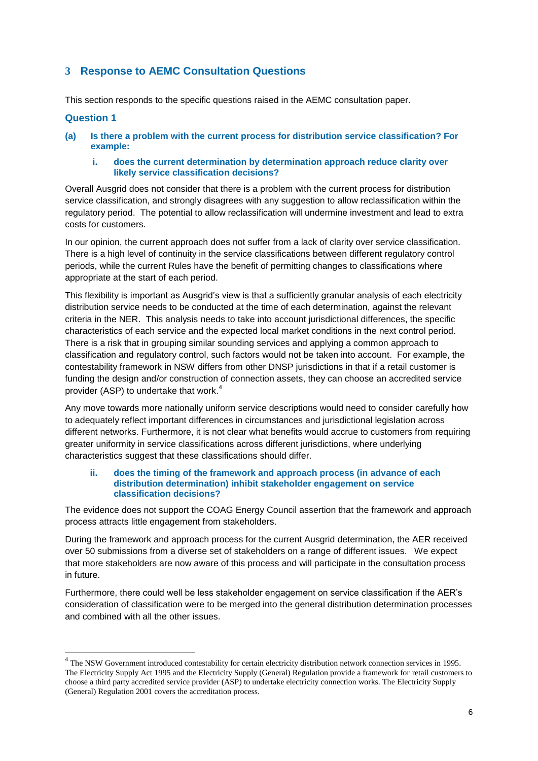## 3 Response to AEMC Consultation Questions

This section responds to the specific questions raised in the AEMC consultation paper.

### Question 1

**(a) Is there a problem with the current process for distribution service classification? For example:**

**i. does the current determination by determination approach reduce clarity over likely service classification decisions?**

Overall Ausgrid does not consider that there is a problem with the current process for distribution service classification, and strongly disagrees with any suggestion to allow reclassification within the regulatory period. The potential to allow reclassification will undermine investment and lead to extra costs for customers.

In our opinion, the current approach does not suffer from a lack of clarity over service classification. There is a high level of continuity in the service classifications between different regulatory control periods, while the current Rules have the benefit of permitting changes to classifications where appropriate at the start of each period.

This flexibility is important as Ausgrid's view is that a sufficiently granular analysis of each electricity distribution service needs to be conducted at the time of each determination, against the relevant criteria in the NER. This analysis needs to take into account jurisdictional differences, the specific characteristics of each service and the expected local market conditions in the next control period. There is a risk that in grouping similar sounding services and applying a common approach to classification and regulatory control, such factors would not be taken into account. For example, the contestability framework in NSW differs from other DNSP jurisdictions in that if a retail customer is funding the design and/or construction of connection assets, they can choose an accredited service provider (ASP) to undertake that work.[4]

Any move towards more nationally uniform service descriptions would need to consider carefully how to adequately reflect important differences in circumstances and jurisdictional legislation across different networks. Furthermore, it is not clear what benefits would accrue to customers from requiring greater uniformity in service classifications across different jurisdictions, where underlying characteristics suggest that these classifications should differ.

**ii. does the timing of the framework and approach process (in advance of each distribution determination) inhibit stakeholder engagement on service classification decisions?**

The evidence does not support the COAG Energy Council assertion that the framework and approach process attracts little engagement from stakeholders.

During the framework and approach process for the current Ausgrid determination, the AER received over 50 submissions from a diverse set of stakeholders on a range of different issues. We expect that more stakeholders are now aware of this process and will participate in the consultation process in future.

Furthermore, there could well be less stakeholder engagement on service classification if the AER's consideration of classification were to be merged into the general distribution determination processes and combined with all the other issues.

---

[4] The NSW Government introduced contestability for certain electricity distribution network connection services in 1995. The Electricity Supply Act 1995 and the Electricity Supply (General) Regulation provide a framework for retail customers to choose a third party accredited service provider (ASP) to undertake electricity connection works. The Electricity Supply (General) Regulation 2001 covers the accreditation process.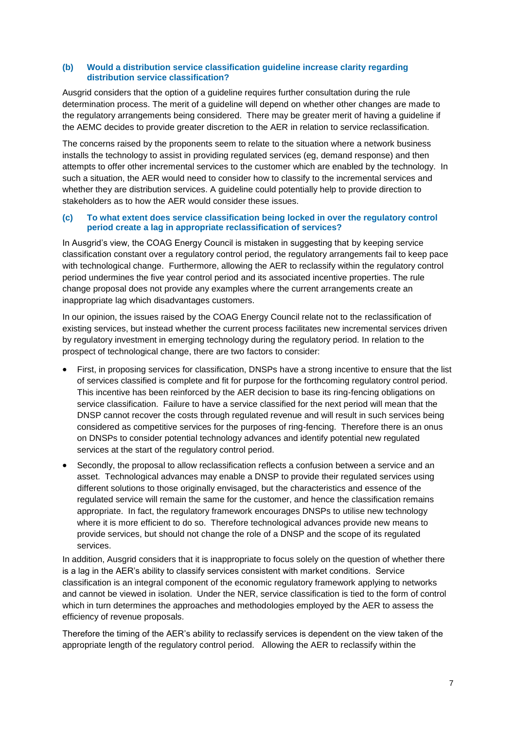### (b) Would a distribution service classification guideline increase clarity regarding distribution service classification?

Ausgrid considers that the option of a guideline requires further consultation during the rule determination process. The merit of a guideline will depend on whether other changes are made to the regulatory arrangements being considered. There may be greater merit of having a guideline if the AEMC decides to provide greater discretion to the AER in relation to service reclassification.

The concerns raised by the proponents seem to relate to the situation where a network business installs the technology to assist in providing regulated services (eg, demand response) and then attempts to offer other incremental services to the customer which are enabled by the technology. In such a situation, the AER would need to consider how to classify to the incremental services and whether they are distribution services. A guideline could potentially help to provide direction to stakeholders as to how the AER would consider these issues.

### (c) To what extent does service classification being locked in over the regulatory control period create a lag in appropriate reclassification of services?

In Ausgrid's view, the COAG Energy Council is mistaken in suggesting that by keeping service classification constant over a regulatory control period, the regulatory arrangements fail to keep pace with technological change. Furthermore, allowing the AER to reclassify within the regulatory control period undermines the five year control period and its associated incentive properties. The rule change proposal does not provide any examples where the current arrangements create an inappropriate lag which disadvantages customers.

In our opinion, the issues raised by the COAG Energy Council relate not to the reclassification of existing services, but instead whether the current process facilitates new incremental services driven by regulatory investment in emerging technology during the regulatory period. In relation to the prospect of technological change, there are two factors to consider:

- First, in proposing services for classification, DNSPs have a strong incentive to ensure that the list of services classified is complete and fit for purpose for the forthcoming regulatory control period. This incentive has been reinforced by the AER decision to base its ring-fencing obligations on service classification. Failure to have a service classified for the next period will mean that the DNSP cannot recover the costs through regulated revenue and will result in such services being considered as competitive services for the purposes of ring-fencing. Therefore there is an onus on DNSPs to consider potential technology advances and identify potential new regulated services at the start of the regulatory control period.
- Secondly, the proposal to allow reclassification reflects a confusion between a service and an asset. Technological advances may enable a DNSP to provide their regulated services using different solutions to those originally envisaged, but the characteristics and essence of the regulated service will remain the same for the customer, and hence the classification remains appropriate. In fact, the regulatory framework encourages DNSPs to utilise new technology where it is more efficient to do so. Therefore technological advances provide new means to provide services, but should not change the role of a DNSP and the scope of its regulated services.

In addition, Ausgrid considers that it is inappropriate to focus solely on the question of whether there is a lag in the AER's ability to classify services consistent with market conditions. Service classification is an integral component of the economic regulatory framework applying to networks and cannot be viewed in isolation. Under the NER, service classification is tied to the form of control which in turn determines the approaches and methodologies employed by the AER to assess the efficiency of revenue proposals.

Therefore the timing of the AER's ability to reclassify services is dependent on the view taken of the appropriate length of the regulatory control period. Allowing the AER to reclassify within the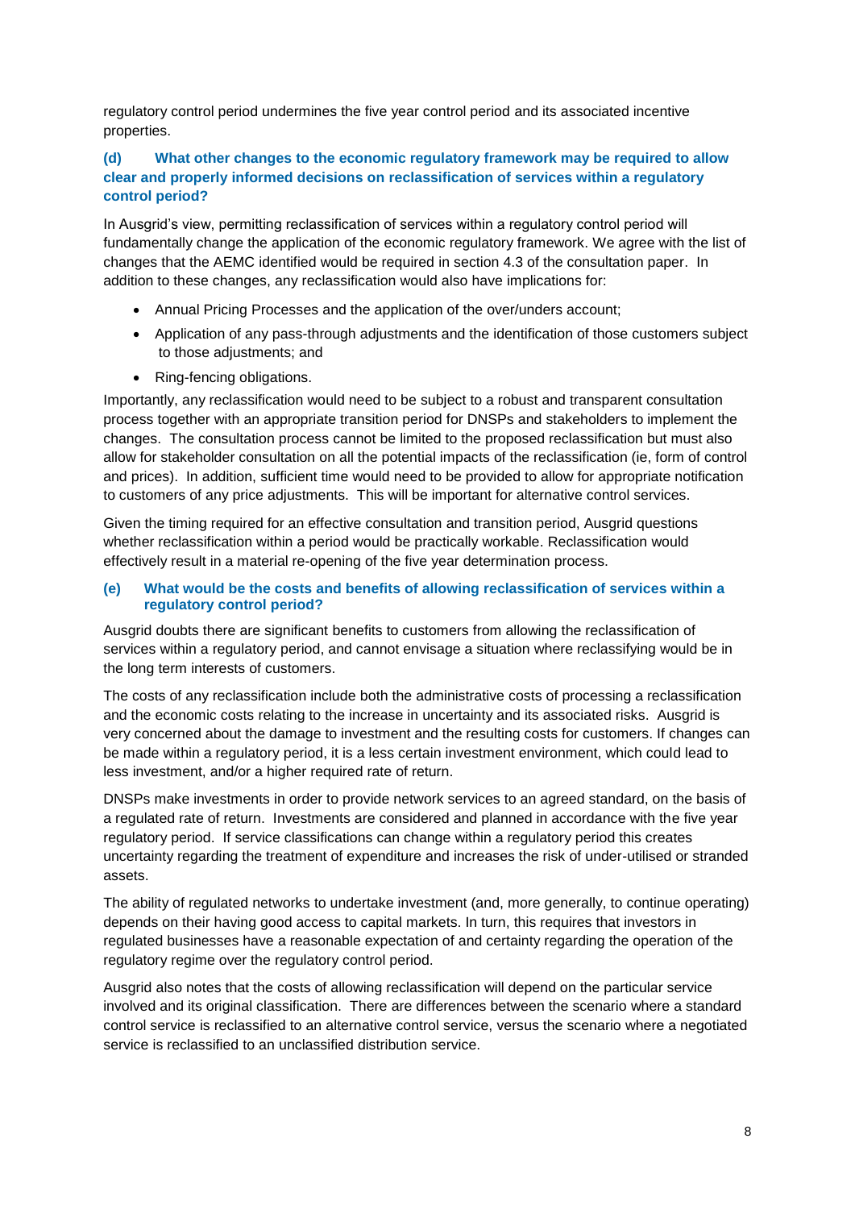regulatory control period undermines the five year control period and its associated incentive properties.

### (d) What other changes to the economic regulatory framework may be required to allow clear and properly informed decisions on reclassification of services within a regulatory control period?

In Ausgrid's view, permitting reclassification of services within a regulatory control period will fundamentally change the application of the economic regulatory framework. We agree with the list of changes that the AEMC identified would be required in section 4.3 of the consultation paper. In addition to these changes, any reclassification would also have implications for:

- Annual Pricing Processes and the application of the over/unders account;
- Application of any pass-through adjustments and the identification of those customers subject to those adjustments; and
- Ring-fencing obligations.

Importantly, any reclassification would need to be subject to a robust and transparent consultation process together with an appropriate transition period for DNSPs and stakeholders to implement the changes. The consultation process cannot be limited to the proposed reclassification but must also allow for stakeholder consultation on all the potential impacts of the reclassification (ie, form of control and prices). In addition, sufficient time would need to be provided to allow for appropriate notification to customers of any price adjustments. This will be important for alternative control services.

Given the timing required for an effective consultation and transition period, Ausgrid questions whether reclassification within a period would be practically workable. Reclassification would effectively result in a material re-opening of the five year determination process.

### (e) What would be the costs and benefits of allowing reclassification of services within a regulatory control period?

Ausgrid doubts there are significant benefits to customers from allowing the reclassification of services within a regulatory period, and cannot envisage a situation where reclassifying would be in the long term interests of customers.

The costs of any reclassification include both the administrative costs of processing a reclassification and the economic costs relating to the increase in uncertainty and its associated risks. Ausgrid is very concerned about the damage to investment and the resulting costs for customers. If changes can be made within a regulatory period, it is a less certain investment environment, which could lead to less investment, and/or a higher required rate of return.

DNSPs make investments in order to provide network services to an agreed standard, on the basis of a regulated rate of return. Investments are considered and planned in accordance with the five year regulatory period. If service classifications can change within a regulatory period this creates uncertainty regarding the treatment of expenditure and increases the risk of under-utilised or stranded assets.

The ability of regulated networks to undertake investment (and, more generally, to continue operating) depends on their having good access to capital markets. In turn, this requires that investors in regulated businesses have a reasonable expectation of and certainty regarding the operation of the regulatory regime over the regulatory control period.

Ausgrid also notes that the costs of allowing reclassification will depend on the particular service involved and its original classification. There are differences between the scenario where a standard control service is reclassified to an alternative control service, versus the scenario where a negotiated service is reclassified to an unclassified distribution service.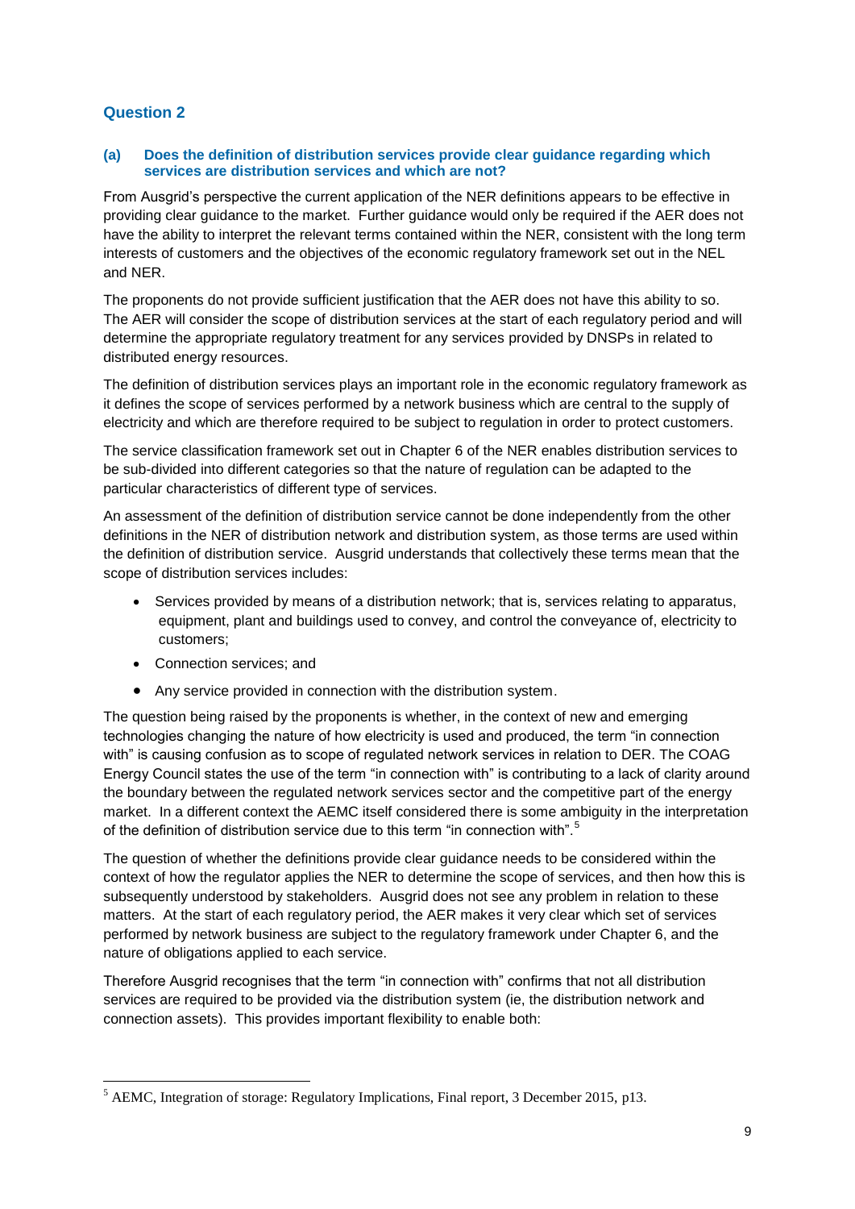## Question 2

### (a) Does the definition of distribution services provide clear guidance regarding which services are distribution services and which are not?

From Ausgrid's perspective the current application of the NER definitions appears to be effective in providing clear guidance to the market. Further guidance would only be required if the AER does not have the ability to interpret the relevant terms contained within the NER, consistent with the long term interests of customers and the objectives of the economic regulatory framework set out in the NEL and NER.

The proponents do not provide sufficient justification that the AER does not have this ability to so. The AER will consider the scope of distribution services at the start of each regulatory period and will determine the appropriate regulatory treatment for any services provided by DNSPs in related to distributed energy resources.

The definition of distribution services plays an important role in the economic regulatory framework as it defines the scope of services performed by a network business which are central to the supply of electricity and which are therefore required to be subject to regulation in order to protect customers.

The service classification framework set out in Chapter 6 of the NER enables distribution services to be sub-divided into different categories so that the nature of regulation can be adapted to the particular characteristics of different type of services.

An assessment of the definition of distribution service cannot be done independently from the other definitions in the NER of distribution network and distribution system, as those terms are used within the definition of distribution service. Ausgrid understands that collectively these terms mean that the scope of distribution services includes:

- Services provided by means of a distribution network; that is, services relating to apparatus, equipment, plant and buildings used to convey, and control the conveyance of, electricity to customers;
- Connection services; and
- Any service provided in connection with the distribution system.

The question being raised by the proponents is whether, in the context of new and emerging technologies changing the nature of how electricity is used and produced, the term "in connection with" is causing confusion as to scope of regulated network services in relation to DER. The COAG Energy Council states the use of the term "in connection with" is contributing to a lack of clarity around the boundary between the regulated network services sector and the competitive part of the energy market. In a different context the AEMC itself considered there is some ambiguity in the interpretation of the definition of distribution service due to this term "in connection with".[5]

The question of whether the definitions provide clear guidance needs to be considered within the context of how the regulator applies the NER to determine the scope of services, and then how this is subsequently understood by stakeholders. Ausgrid does not see any problem in relation to these matters. At the start of each regulatory period, the AER makes it very clear which set of services performed by network business are subject to the regulatory framework under Chapter 6, and the nature of obligations applied to each service.

Therefore Ausgrid recognises that the term "in connection with" confirms that not all distribution services are required to be provided via the distribution system (ie, the distribution network and connection assets). This provides important flexibility to enable both:

[5] AEMC, Integration of storage: Regulatory Implications, Final report, 3 December 2015, p13.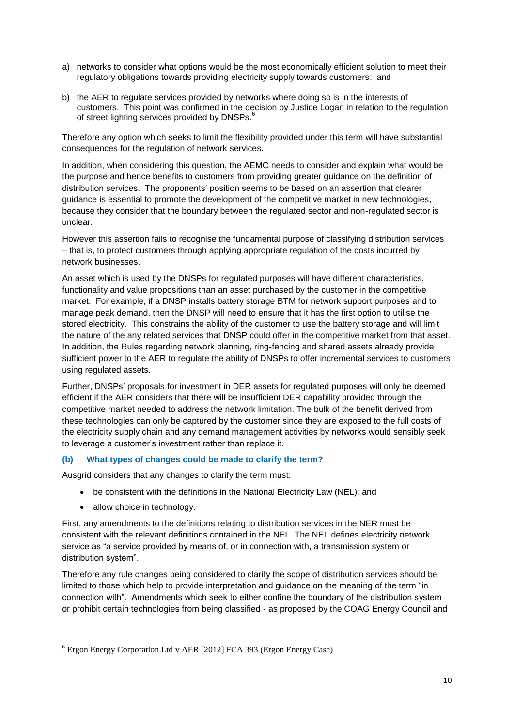a) networks to consider what options would be the most economically efficient solution to meet their regulatory obligations towards providing electricity supply towards customers; and

b) the AER to regulate services provided by networks where doing so is in the interests of customers. This point was confirmed in the decision by Justice Logan in relation to the regulation of street lighting services provided by DNSPs.[6]

Therefore any option which seeks to limit the flexibility provided under this term will have substantial consequences for the regulation of network services.

In addition, when considering this question, the AEMC needs to consider and explain what would be the purpose and hence benefits to customers from providing greater guidance on the definition of distribution services. The proponents' position seems to be based on an assertion that clearer guidance is essential to promote the development of the competitive market in new technologies, because they consider that the boundary between the regulated sector and non-regulated sector is unclear.

However this assertion fails to recognise the fundamental purpose of classifying distribution services – that is, to protect customers through applying appropriate regulation of the costs incurred by network businesses.

An asset which is used by the DNSPs for regulated purposes will have different characteristics, functionality and value propositions than an asset purchased by the customer in the competitive market. For example, if a DNSP installs battery storage BTM for network support purposes and to manage peak demand, then the DNSP will need to ensure that it has the first option to utilise the stored electricity. This constrains the ability of the customer to use the battery storage and will limit the nature of the any related services that DNSP could offer in the competitive market from that asset. In addition, the Rules regarding network planning, ring-fencing and shared assets already provide sufficient power to the AER to regulate the ability of DNSPs to offer incremental services to customers using regulated assets.

Further, DNSPs' proposals for investment in DER assets for regulated purposes will only be deemed efficient if the AER considers that there will be insufficient DER capability provided through the competitive market needed to address the network limitation. The bulk of the benefit derived from these technologies can only be captured by the customer since they are exposed to the full costs of the electricity supply chain and any demand management activities by networks would sensibly seek to leverage a customer's investment rather than replace it.

### (b) What types of changes could be made to clarify the term?

Ausgrid considers that any changes to clarify the term must:

- be consistent with the definitions in the National Electricity Law (NEL); and
- allow choice in technology.

First, any amendments to the definitions relating to distribution services in the NER must be consistent with the relevant definitions contained in the NEL. The NEL defines electricity network service as "a service provided by means of, or in connection with, a transmission system or distribution system".

Therefore any rule changes being considered to clarify the scope of distribution services should be limited to those which help to provide interpretation and guidance on the meaning of the term "in connection with". Amendments which seek to either confine the boundary of the distribution system or prohibit certain technologies from being classified - as proposed by the COAG Energy Council and

[6] Ergon Energy Corporation Ltd v AER [2012] FCA 393 (Ergon Energy Case)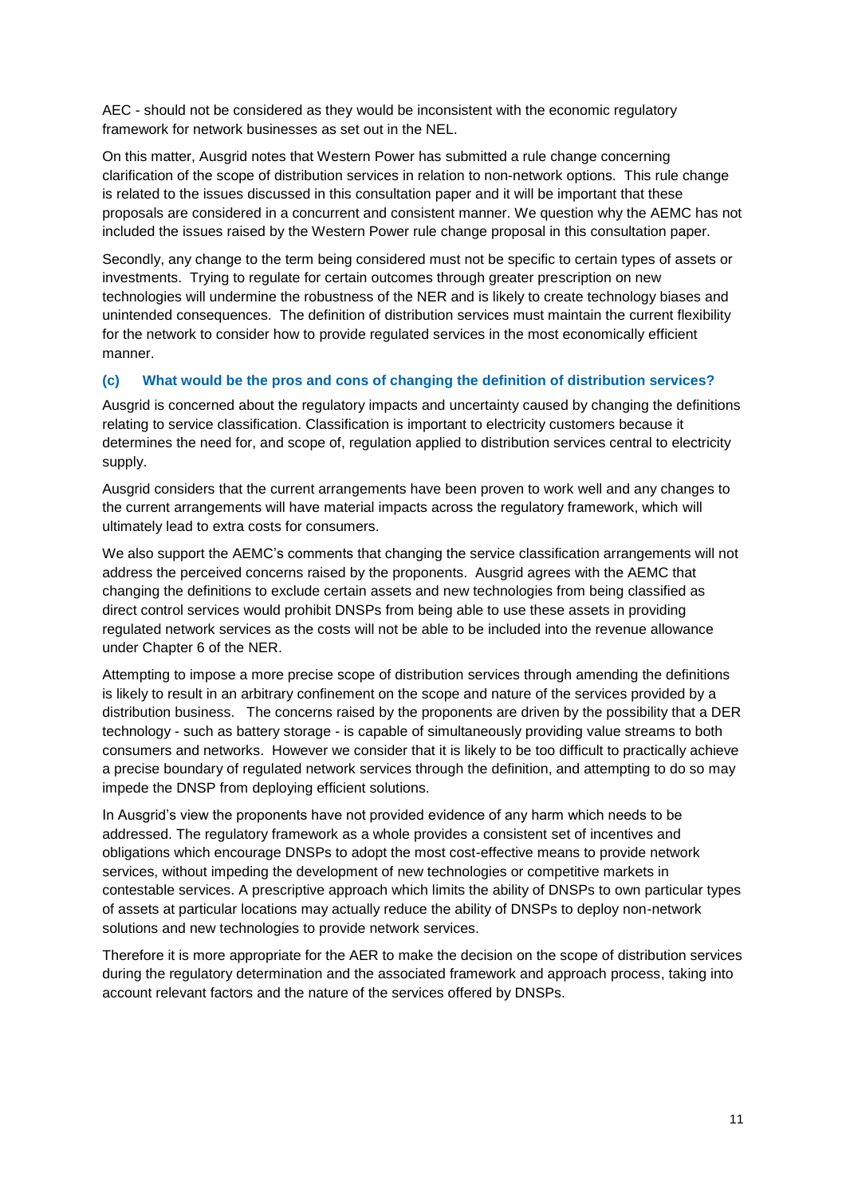AEC - should not be considered as they would be inconsistent with the economic regulatory framework for network businesses as set out in the NEL.

On this matter, Ausgrid notes that Western Power has submitted a rule change concerning clarification of the scope of distribution services in relation to non-network options. This rule change is related to the issues discussed in this consultation paper and it will be important that these proposals are considered in a concurrent and consistent manner. We question why the AEMC has not included the issues raised by the Western Power rule change proposal in this consultation paper.

Secondly, any change to the term being considered must not be specific to certain types of assets or investments. Trying to regulate for certain outcomes through greater prescription on new technologies will undermine the robustness of the NER and is likely to create technology biases and unintended consequences. The definition of distribution services must maintain the current flexibility for the network to consider how to provide regulated services in the most economically efficient manner.

### (c) What would be the pros and cons of changing the definition of distribution services?

Ausgrid is concerned about the regulatory impacts and uncertainty caused by changing the definitions relating to service classification. Classification is important to electricity customers because it determines the need for, and scope of, regulation applied to distribution services central to electricity supply.

Ausgrid considers that the current arrangements have been proven to work well and any changes to the current arrangements will have material impacts across the regulatory framework, which will ultimately lead to extra costs for consumers.

We also support the AEMC's comments that changing the service classification arrangements will not address the perceived concerns raised by the proponents. Ausgrid agrees with the AEMC that changing the definitions to exclude certain assets and new technologies from being classified as direct control services would prohibit DNSPs from being able to use these assets in providing regulated network services as the costs will not be able to be included into the revenue allowance under Chapter 6 of the NER.

Attempting to impose a more precise scope of distribution services through amending the definitions is likely to result in an arbitrary confinement on the scope and nature of the services provided by a distribution business. The concerns raised by the proponents are driven by the possibility that a DER technology - such as battery storage - is capable of simultaneously providing value streams to both consumers and networks. However we consider that it is likely to be too difficult to practically achieve a precise boundary of regulated network services through the definition, and attempting to do so may impede the DNSP from deploying efficient solutions.

In Ausgrid's view the proponents have not provided evidence of any harm which needs to be addressed. The regulatory framework as a whole provides a consistent set of incentives and obligations which encourage DNSPs to adopt the most cost-effective means to provide network services, without impeding the development of new technologies or competitive markets in contestable services. A prescriptive approach which limits the ability of DNSPs to own particular types of assets at particular locations may actually reduce the ability of DNSPs to deploy non-network solutions and new technologies to provide network services.

Therefore it is more appropriate for the AER to make the decision on the scope of distribution services during the regulatory determination and the associated framework and approach process, taking into account relevant factors and the nature of the services offered by DNSPs.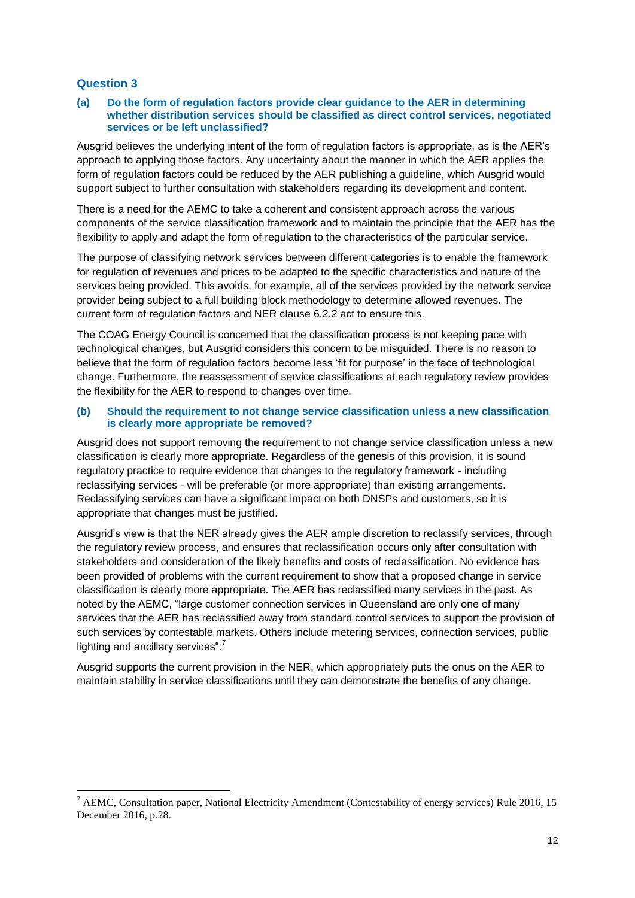## Question 3

**(a) Do the form of regulation factors provide clear guidance to the AER in determining whether distribution services should be classified as direct control services, negotiated services or be left unclassified?**

Ausgrid believes the underlying intent of the form of regulation factors is appropriate, as is the AER's approach to applying those factors. Any uncertainty about the manner in which the AER applies the form of regulation factors could be reduced by the AER publishing a guideline, which Ausgrid would support subject to further consultation with stakeholders regarding its development and content.

There is a need for the AEMC to take a coherent and consistent approach across the various components of the service classification framework and to maintain the principle that the AER has the flexibility to apply and adapt the form of regulation to the characteristics of the particular service.

The purpose of classifying network services between different categories is to enable the framework for regulation of revenues and prices to be adapted to the specific characteristics and nature of the services being provided. This avoids, for example, all of the services provided by the network service provider being subject to a full building block methodology to determine allowed revenues. The current form of regulation factors and NER clause 6.2.2 act to ensure this.

The COAG Energy Council is concerned that the classification process is not keeping pace with technological changes, but Ausgrid considers this concern to be misguided. There is no reason to believe that the form of regulation factors become less 'fit for purpose' in the face of technological change. Furthermore, the reassessment of service classifications at each regulatory review provides the flexibility for the AER to respond to changes over time.

**(b) Should the requirement to not change service classification unless a new classification is clearly more appropriate be removed?**

Ausgrid does not support removing the requirement to not change service classification unless a new classification is clearly more appropriate. Regardless of the genesis of this provision, it is sound regulatory practice to require evidence that changes to the regulatory framework - including reclassifying services - will be preferable (or more appropriate) than existing arrangements. Reclassifying services can have a significant impact on both DNSPs and customers, so it is appropriate that changes must be justified.

Ausgrid's view is that the NER already gives the AER ample discretion to reclassify services, through the regulatory review process, and ensures that reclassification occurs only after consultation with stakeholders and consideration of the likely benefits and costs of reclassification. No evidence has been provided of problems with the current requirement to show that a proposed change in service classification is clearly more appropriate. The AER has reclassified many services in the past. As noted by the AEMC, "large customer connection services in Queensland are only one of many services that the AER has reclassified away from standard control services to support the provision of such services by contestable markets. Others include metering services, connection services, public lighting and ancillary services".[7]

Ausgrid supports the current provision in the NER, which appropriately puts the onus on the AER to maintain stability in service classifications until they can demonstrate the benefits of any change.

---

[7] AEMC, Consultation paper, National Electricity Amendment (Contestability of energy services) Rule 2016, 15 December 2016, p.28.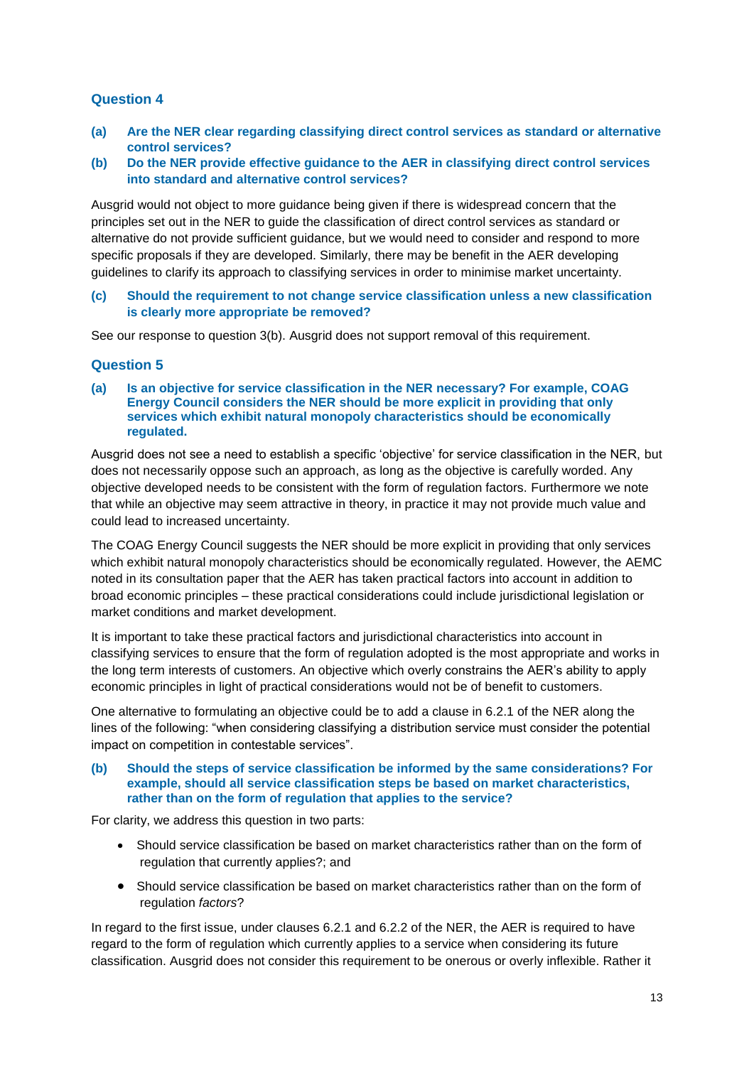### Question 4

**(a) Are the NER clear regarding classifying direct control services as standard or alternative control services?**

**(b) Do the NER provide effective guidance to the AER in classifying direct control services into standard and alternative control services?**

Ausgrid would not object to more guidance being given if there is widespread concern that the principles set out in the NER to guide the classification of direct control services as standard or alternative do not provide sufficient guidance, but we would need to consider and respond to more specific proposals if they are developed. Similarly, there may be benefit in the AER developing guidelines to clarify its approach to classifying services in order to minimise market uncertainty.

**(c) Should the requirement to not change service classification unless a new classification is clearly more appropriate be removed?**

See our response to question 3(b). Ausgrid does not support removal of this requirement.

### Question 5

**(a) Is an objective for service classification in the NER necessary? For example, COAG Energy Council considers the NER should be more explicit in providing that only services which exhibit natural monopoly characteristics should be economically regulated.**

Ausgrid does not see a need to establish a specific 'objective' for service classification in the NER, but does not necessarily oppose such an approach, as long as the objective is carefully worded. Any objective developed needs to be consistent with the form of regulation factors. Furthermore we note that while an objective may seem attractive in theory, in practice it may not provide much value and could lead to increased uncertainty.

The COAG Energy Council suggests the NER should be more explicit in providing that only services which exhibit natural monopoly characteristics should be economically regulated. However, the AEMC noted in its consultation paper that the AER has taken practical factors into account in addition to broad economic principles – these practical considerations could include jurisdictional legislation or market conditions and market development.

It is important to take these practical factors and jurisdictional characteristics into account in classifying services to ensure that the form of regulation adopted is the most appropriate and works in the long term interests of customers. An objective which overly constrains the AER's ability to apply economic principles in light of practical considerations would not be of benefit to customers.

One alternative to formulating an objective could be to add a clause in 6.2.1 of the NER along the lines of the following: "when considering classifying a distribution service must consider the potential impact on competition in contestable services".

**(b) Should the steps of service classification be informed by the same considerations? For example, should all service classification steps be based on market characteristics, rather than on the form of regulation that applies to the service?**

For clarity, we address this question in two parts:

- Should service classification be based on market characteristics rather than on the form of regulation that currently applies?; and
- Should service classification be based on market characteristics rather than on the form of regulation *factors*?

In regard to the first issue, under clauses 6.2.1 and 6.2.2 of the NER, the AER is required to have regard to the form of regulation which currently applies to a service when considering its future classification. Ausgrid does not consider this requirement to be onerous or overly inflexible. Rather it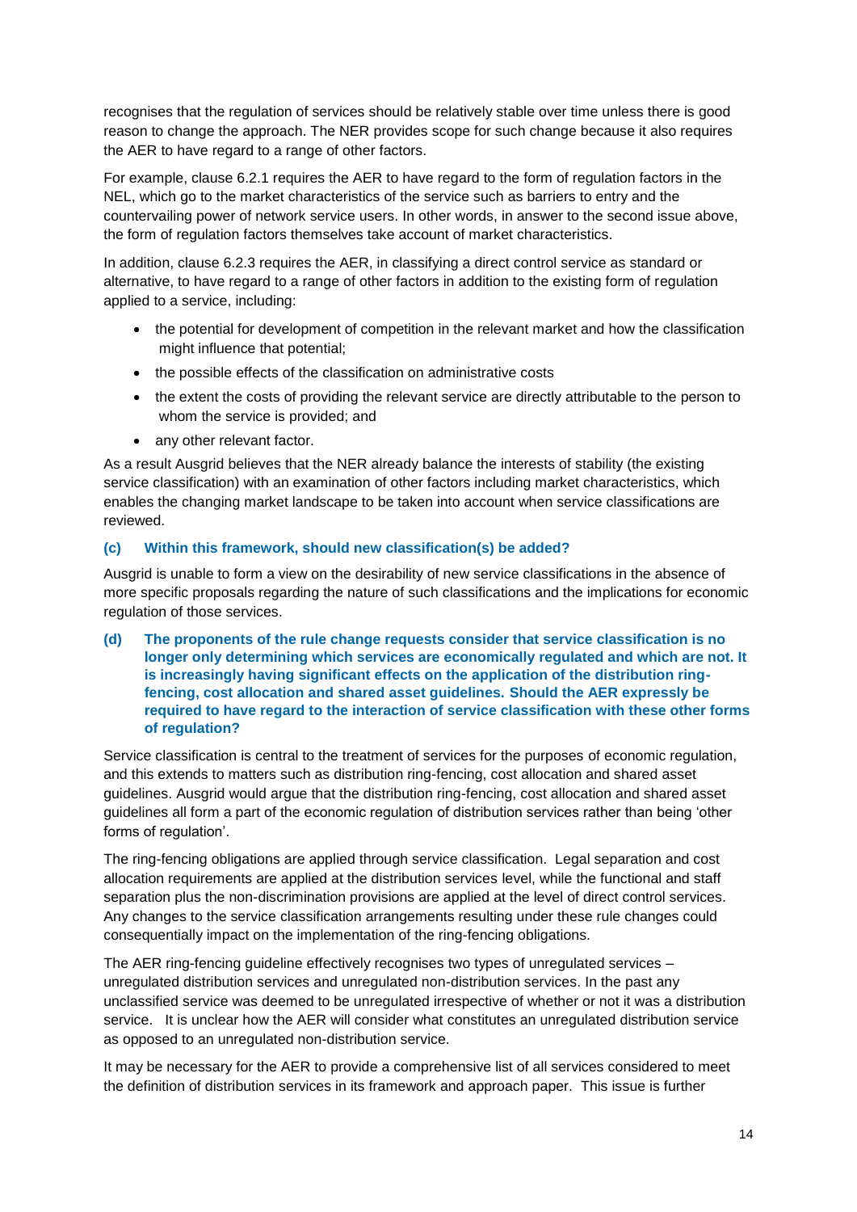recognises that the regulation of services should be relatively stable over time unless there is good reason to change the approach. The NER provides scope for such change because it also requires the AER to have regard to a range of other factors.

For example, clause 6.2.1 requires the AER to have regard to the form of regulation factors in the NEL, which go to the market characteristics of the service such as barriers to entry and the countervailing power of network service users. In other words, in answer to the second issue above, the form of regulation factors themselves take account of market characteristics.

In addition, clause 6.2.3 requires the AER, in classifying a direct control service as standard or alternative, to have regard to a range of other factors in addition to the existing form of regulation applied to a service, including:

- the potential for development of competition in the relevant market and how the classification might influence that potential;
- the possible effects of the classification on administrative costs
- the extent the costs of providing the relevant service are directly attributable to the person to whom the service is provided; and
- any other relevant factor.

As a result Ausgrid believes that the NER already balance the interests of stability (the existing service classification) with an examination of other factors including market characteristics, which enables the changing market landscape to be taken into account when service classifications are reviewed.

### (c) Within this framework, should new classification(s) be added?

Ausgrid is unable to form a view on the desirability of new service classifications in the absence of more specific proposals regarding the nature of such classifications and the implications for economic regulation of those services.

### (d) The proponents of the rule change requests consider that service classification is no longer only determining which services are economically regulated and which are not. It is increasingly having significant effects on the application of the distribution ring-fencing, cost allocation and shared asset guidelines. Should the AER expressly be required to have regard to the interaction of service classification with these other forms of regulation?

Service classification is central to the treatment of services for the purposes of economic regulation, and this extends to matters such as distribution ring-fencing, cost allocation and shared asset guidelines. Ausgrid would argue that the distribution ring-fencing, cost allocation and shared asset guidelines all form a part of the economic regulation of distribution services rather than being 'other forms of regulation'.

The ring-fencing obligations are applied through service classification. Legal separation and cost allocation requirements are applied at the distribution services level, while the functional and staff separation plus the non-discrimination provisions are applied at the level of direct control services. Any changes to the service classification arrangements resulting under these rule changes could consequentially impact on the implementation of the ring-fencing obligations.

The AER ring-fencing guideline effectively recognises two types of unregulated services – unregulated distribution services and unregulated non-distribution services. In the past any unclassified service was deemed to be unregulated irrespective of whether or not it was a distribution service. It is unclear how the AER will consider what constitutes an unregulated distribution service as opposed to an unregulated non-distribution service.

It may be necessary for the AER to provide a comprehensive list of all services considered to meet the definition of distribution services in its framework and approach paper. This issue is further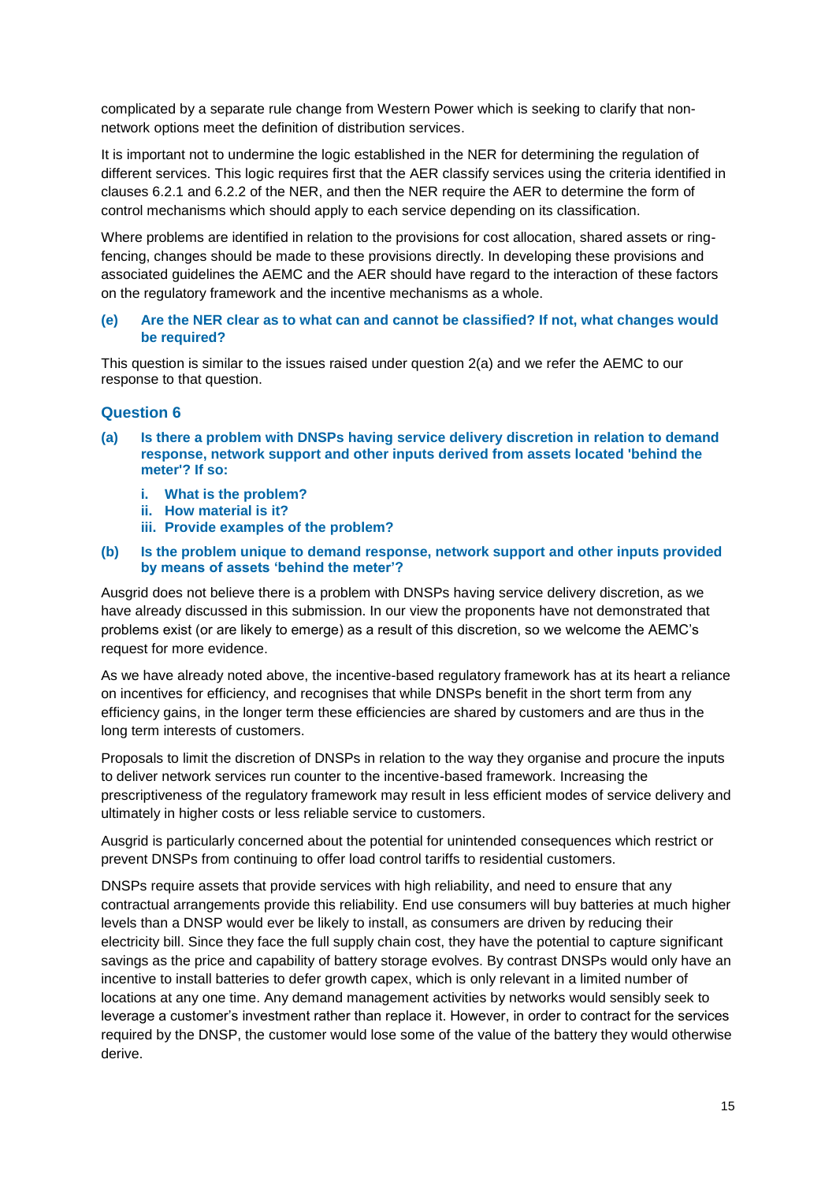complicated by a separate rule change from Western Power which is seeking to clarify that non-network options meet the definition of distribution services.

It is important not to undermine the logic established in the NER for determining the regulation of different services. This logic requires first that the AER classify services using the criteria identified in clauses 6.2.1 and 6.2.2 of the NER, and then the NER require the AER to determine the form of control mechanisms which should apply to each service depending on its classification.

Where problems are identified in relation to the provisions for cost allocation, shared assets or ring-fencing, changes should be made to these provisions directly. In developing these provisions and associated guidelines the AEMC and the AER should have regard to the interaction of these factors on the regulatory framework and the incentive mechanisms as a whole.

**(e) Are the NER clear as to what can and cannot be classified? If not, what changes would be required?**

This question is similar to the issues raised under question 2(a) and we refer the AEMC to our response to that question.

## Question 6

**(a) Is there a problem with DNSPs having service delivery discretion in relation to demand response, network support and other inputs derived from assets located 'behind the meter'? If so:**

- **i. What is the problem?**
- **ii. How material is it?**
- **iii. Provide examples of the problem?**

**(b) Is the problem unique to demand response, network support and other inputs provided by means of assets 'behind the meter'?**

Ausgrid does not believe there is a problem with DNSPs having service delivery discretion, as we have already discussed in this submission. In our view the proponents have not demonstrated that problems exist (or are likely to emerge) as a result of this discretion, so we welcome the AEMC's request for more evidence.

As we have already noted above, the incentive-based regulatory framework has at its heart a reliance on incentives for efficiency, and recognises that while DNSPs benefit in the short term from any efficiency gains, in the longer term these efficiencies are shared by customers and are thus in the long term interests of customers.

Proposals to limit the discretion of DNSPs in relation to the way they organise and procure the inputs to deliver network services run counter to the incentive-based framework. Increasing the prescriptiveness of the regulatory framework may result in less efficient modes of service delivery and ultimately in higher costs or less reliable service to customers.

Ausgrid is particularly concerned about the potential for unintended consequences which restrict or prevent DNSPs from continuing to offer load control tariffs to residential customers.

DNSPs require assets that provide services with high reliability, and need to ensure that any contractual arrangements provide this reliability. End use consumers will buy batteries at much higher levels than a DNSP would ever be likely to install, as consumers are driven by reducing their electricity bill. Since they face the full supply chain cost, they have the potential to capture significant savings as the price and capability of battery storage evolves. By contrast DNSPs would only have an incentive to install batteries to defer growth capex, which is only relevant in a limited number of locations at any one time. Any demand management activities by networks would sensibly seek to leverage a customer's investment rather than replace it. However, in order to contract for the services required by the DNSP, the customer would lose some of the value of the battery they would otherwise derive.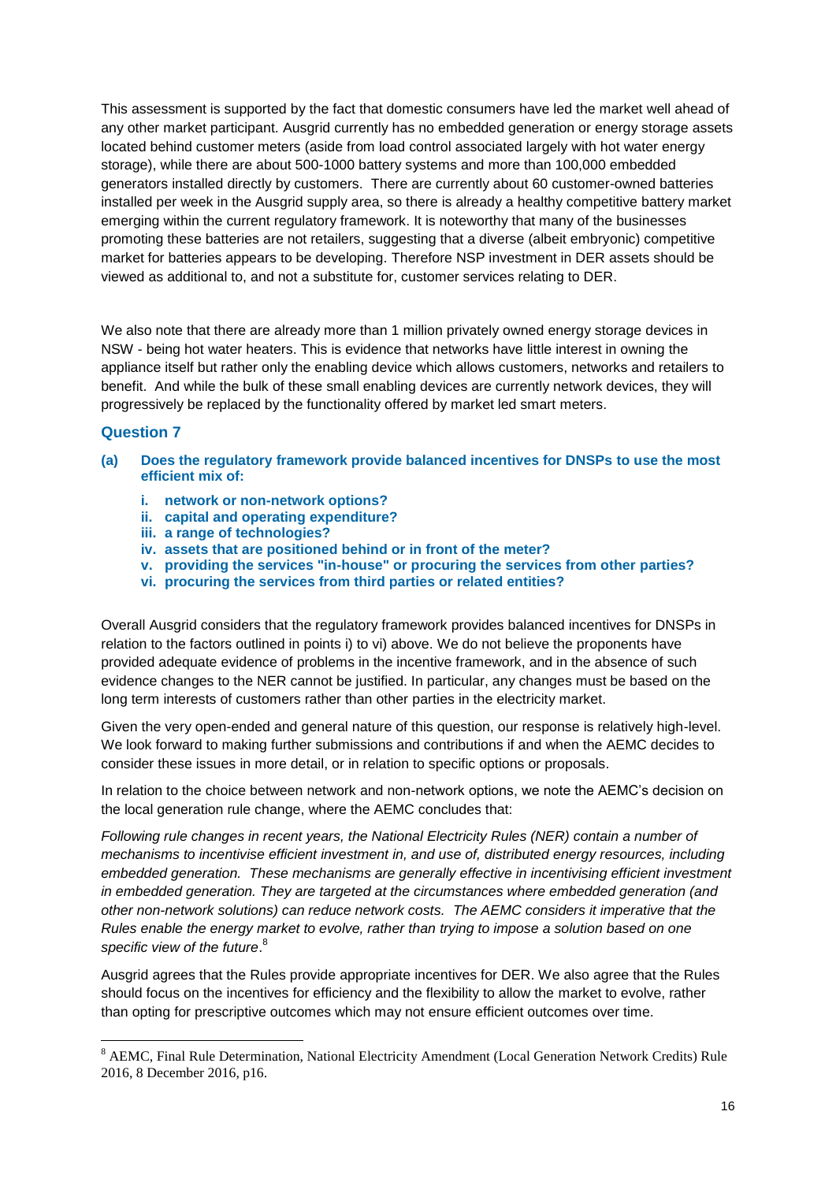This assessment is supported by the fact that domestic consumers have led the market well ahead of any other market participant. Ausgrid currently has no embedded generation or energy storage assets located behind customer meters (aside from load control associated largely with hot water energy storage), while there are about 500-1000 battery systems and more than 100,000 embedded generators installed directly by customers. There are currently about 60 customer-owned batteries installed per week in the Ausgrid supply area, so there is already a healthy competitive battery market emerging within the current regulatory framework. It is noteworthy that many of the businesses promoting these batteries are not retailers, suggesting that a diverse (albeit embryonic) competitive market for batteries appears to be developing. Therefore NSP investment in DER assets should be viewed as additional to, and not a substitute for, customer services relating to DER.

We also note that there are already more than 1 million privately owned energy storage devices in NSW - being hot water heaters. This is evidence that networks have little interest in owning the appliance itself but rather only the enabling device which allows customers, networks and retailers to benefit. And while the bulk of these small enabling devices are currently network devices, they will progressively be replaced by the functionality offered by market led smart meters.

## Question 7

**(a) Does the regulatory framework provide balanced incentives for DNSPs to use the most efficient mix of:**

- **i. network or non-network options?**
- **ii. capital and operating expenditure?**
- **iii. a range of technologies?**
- **iv. assets that are positioned behind or in front of the meter?**
- **v. providing the services "in-house" or procuring the services from other parties?**
- **vi. procuring the services from third parties or related entities?**

Overall Ausgrid considers that the regulatory framework provides balanced incentives for DNSPs in relation to the factors outlined in points i) to vi) above. We do not believe the proponents have provided adequate evidence of problems in the incentive framework, and in the absence of such evidence changes to the NER cannot be justified. In particular, any changes must be based on the long term interests of customers rather than other parties in the electricity market.

Given the very open-ended and general nature of this question, our response is relatively high-level. We look forward to making further submissions and contributions if and when the AEMC decides to consider these issues in more detail, or in relation to specific options or proposals.

In relation to the choice between network and non-network options, we note the AEMC's decision on the local generation rule change, where the AEMC concludes that:

*Following rule changes in recent years, the National Electricity Rules (NER) contain a number of mechanisms to incentivise efficient investment in, and use of, distributed energy resources, including embedded generation. These mechanisms are generally effective in incentivising efficient investment in embedded generation. They are targeted at the circumstances where embedded generation (and other non-network solutions) can reduce network costs. The AEMC considers it imperative that the Rules enable the energy market to evolve, rather than trying to impose a solution based on one specific view of the future*.[8]

Ausgrid agrees that the Rules provide appropriate incentives for DER. We also agree that the Rules should focus on the incentives for efficiency and the flexibility to allow the market to evolve, rather than opting for prescriptive outcomes which may not ensure efficient outcomes over time.

[8] AEMC, Final Rule Determination, National Electricity Amendment (Local Generation Network Credits) Rule 2016, 8 December 2016, p16.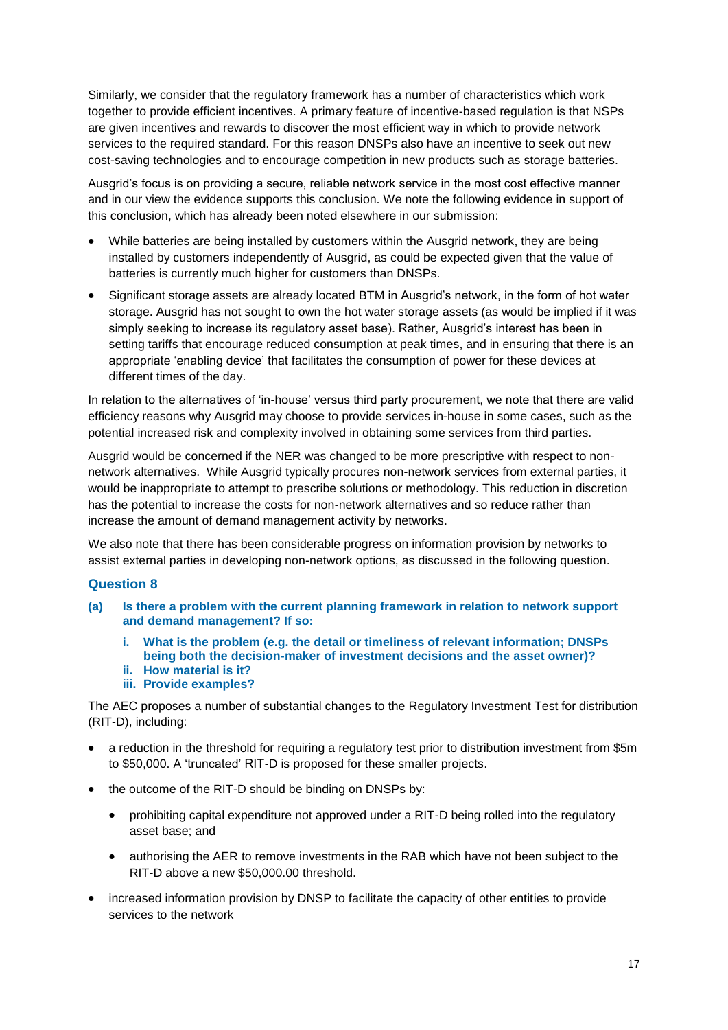Similarly, we consider that the regulatory framework has a number of characteristics which work together to provide efficient incentives. A primary feature of incentive-based regulation is that NSPs are given incentives and rewards to discover the most efficient way in which to provide network services to the required standard. For this reason DNSPs also have an incentive to seek out new cost-saving technologies and to encourage competition in new products such as storage batteries.

Ausgrid's focus is on providing a secure, reliable network service in the most cost effective manner and in our view the evidence supports this conclusion. We note the following evidence in support of this conclusion, which has already been noted elsewhere in our submission:

- While batteries are being installed by customers within the Ausgrid network, they are being installed by customers independently of Ausgrid, as could be expected given that the value of batteries is currently much higher for customers than DNSPs.
- Significant storage assets are already located BTM in Ausgrid's network, in the form of hot water storage. Ausgrid has not sought to own the hot water storage assets (as would be implied if it was simply seeking to increase its regulatory asset base). Rather, Ausgrid's interest has been in setting tariffs that encourage reduced consumption at peak times, and in ensuring that there is an appropriate 'enabling device' that facilitates the consumption of power for these devices at different times of the day.

In relation to the alternatives of 'in-house' versus third party procurement, we note that there are valid efficiency reasons why Ausgrid may choose to provide services in-house in some cases, such as the potential increased risk and complexity involved in obtaining some services from third parties.

Ausgrid would be concerned if the NER was changed to be more prescriptive with respect to non-network alternatives. While Ausgrid typically procures non-network services from external parties, it would be inappropriate to attempt to prescribe solutions or methodology. This reduction in discretion has the potential to increase the costs for non-network alternatives and so reduce rather than increase the amount of demand management activity by networks.

We also note that there has been considerable progress on information provision by networks to assist external parties in developing non-network options, as discussed in the following question.

## Question 8

**(a) Is there a problem with the current planning framework in relation to network support and demand management? If so:**

**i. What is the problem (e.g. the detail or timeliness of relevant information; DNSPs being both the decision-maker of investment decisions and the asset owner)?**

**ii. How material is it?**

**iii. Provide examples?**

The AEC proposes a number of substantial changes to the Regulatory Investment Test for distribution (RIT-D), including:

- a reduction in the threshold for requiring a regulatory test prior to distribution investment from $5m to $50,000. A 'truncated' RIT-D is proposed for these smaller projects.
- the outcome of the RIT-D should be binding on DNSPs by:
  - prohibiting capital expenditure not approved under a RIT-D being rolled into the regulatory asset base; and
  - authorising the AER to remove investments in the RAB which have not been subject to the RIT-D above a new $50,000.00 threshold.
- increased information provision by DNSP to facilitate the capacity of other entities to provide services to the network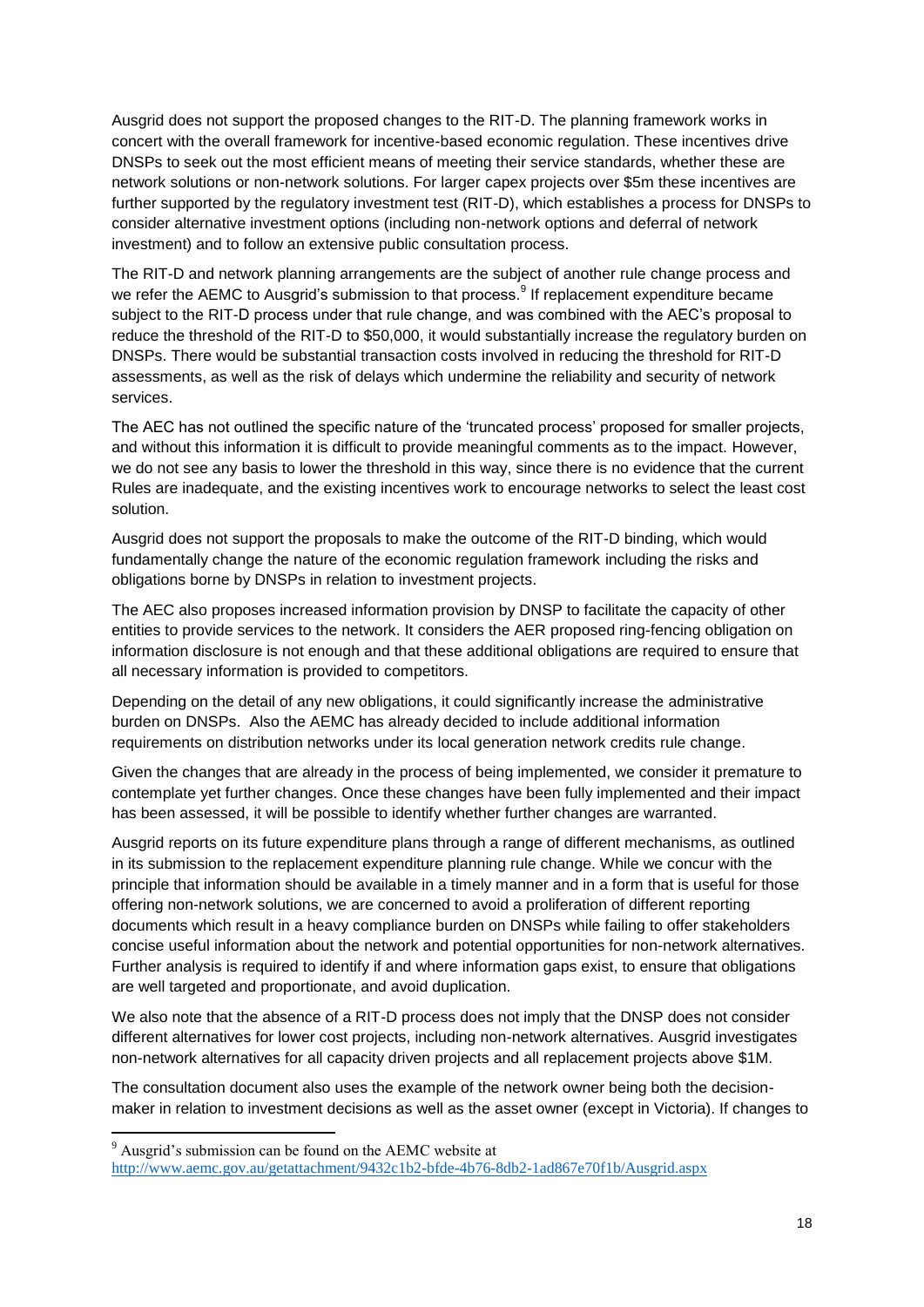Ausgrid does not support the proposed changes to the RIT-D. The planning framework works in concert with the overall framework for incentive-based economic regulation. These incentives drive DNSPs to seek out the most efficient means of meeting their service standards, whether these are network solutions or non-network solutions. For larger capex projects over \$5m these incentives are further supported by the regulatory investment test (RIT-D), which establishes a process for DNSPs to consider alternative investment options (including non-network options and deferral of network investment) and to follow an extensive public consultation process.

The RIT-D and network planning arrangements are the subject of another rule change process and we refer the AEMC to Ausgrid's submission to that process.[9] If replacement expenditure became subject to the RIT-D process under that rule change, and was combined with the AEC's proposal to reduce the threshold of the RIT-D to \$50,000, it would substantially increase the regulatory burden on DNSPs. There would be substantial transaction costs involved in reducing the threshold for RIT-D assessments, as well as the risk of delays which undermine the reliability and security of network services.

The AEC has not outlined the specific nature of the 'truncated process' proposed for smaller projects, and without this information it is difficult to provide meaningful comments as to the impact. However, we do not see any basis to lower the threshold in this way, since there is no evidence that the current Rules are inadequate, and the existing incentives work to encourage networks to select the least cost solution.

Ausgrid does not support the proposals to make the outcome of the RIT-D binding, which would fundamentally change the nature of the economic regulation framework including the risks and obligations borne by DNSPs in relation to investment projects.

The AEC also proposes increased information provision by DNSP to facilitate the capacity of other entities to provide services to the network. It considers the AER proposed ring-fencing obligation on information disclosure is not enough and that these additional obligations are required to ensure that all necessary information is provided to competitors.

Depending on the detail of any new obligations, it could significantly increase the administrative burden on DNSPs. Also the AEMC has already decided to include additional information requirements on distribution networks under its local generation network credits rule change.

Given the changes that are already in the process of being implemented, we consider it premature to contemplate yet further changes. Once these changes have been fully implemented and their impact has been assessed, it will be possible to identify whether further changes are warranted.

Ausgrid reports on its future expenditure plans through a range of different mechanisms, as outlined in its submission to the replacement expenditure planning rule change. While we concur with the principle that information should be available in a timely manner and in a form that is useful for those offering non-network solutions, we are concerned to avoid a proliferation of different reporting documents which result in a heavy compliance burden on DNSPs while failing to offer stakeholders concise useful information about the network and potential opportunities for non-network alternatives. Further analysis is required to identify if and where information gaps exist, to ensure that obligations are well targeted and proportionate, and avoid duplication.

We also note that the absence of a RIT-D process does not imply that the DNSP does not consider different alternatives for lower cost projects, including non-network alternatives. Ausgrid investigates non-network alternatives for all capacity driven projects and all replacement projects above \$1M.

The consultation document also uses the example of the network owner being both the decision-maker in relation to investment decisions as well as the asset owner (except in Victoria). If changes to

[9] Ausgrid's submission can be found on the AEMC website at http://www.aemc.gov.au/getattachment/9432c1b2-bfde-4b76-8db2-1ad867e70f1b/Ausgrid.aspx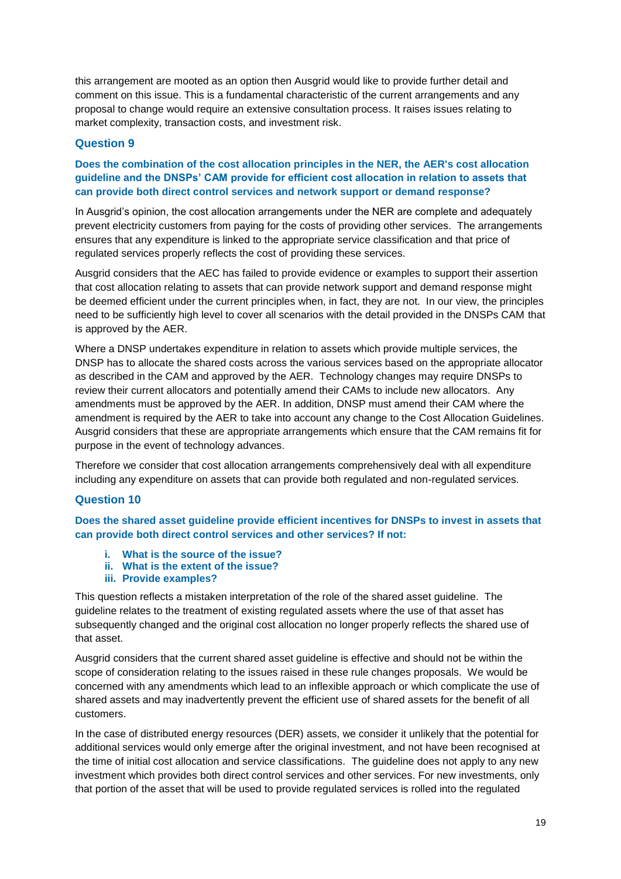this arrangement are mooted as an option then Ausgrid would like to provide further detail and comment on this issue. This is a fundamental characteristic of the current arrangements and any proposal to change would require an extensive consultation process. It raises issues relating to market complexity, transaction costs, and investment risk.

## Question 9

**Does the combination of the cost allocation principles in the NER, the AER's cost allocation guideline and the DNSPs' CAM provide for efficient cost allocation in relation to assets that can provide both direct control services and network support or demand response?**

In Ausgrid's opinion, the cost allocation arrangements under the NER are complete and adequately prevent electricity customers from paying for the costs of providing other services. The arrangements ensures that any expenditure is linked to the appropriate service classification and that price of regulated services properly reflects the cost of providing these services.

Ausgrid considers that the AEC has failed to provide evidence or examples to support their assertion that cost allocation relating to assets that can provide network support and demand response might be deemed efficient under the current principles when, in fact, they are not. In our view, the principles need to be sufficiently high level to cover all scenarios with the detail provided in the DNSPs CAM that is approved by the AER.

Where a DNSP undertakes expenditure in relation to assets which provide multiple services, the DNSP has to allocate the shared costs across the various services based on the appropriate allocator as described in the CAM and approved by the AER. Technology changes may require DNSPs to review their current allocators and potentially amend their CAMs to include new allocators. Any amendments must be approved by the AER. In addition, DNSP must amend their CAM where the amendment is required by the AER to take into account any change to the Cost Allocation Guidelines. Ausgrid considers that these are appropriate arrangements which ensure that the CAM remains fit for purpose in the event of technology advances.

Therefore we consider that cost allocation arrangements comprehensively deal with all expenditure including any expenditure on assets that can provide both regulated and non-regulated services.

## Question 10

**Does the shared asset guideline provide efficient incentives for DNSPs to invest in assets that can provide both direct control services and other services? If not:**

- **i. What is the source of the issue?**
- **ii. What is the extent of the issue?**
- **iii. Provide examples?**

This question reflects a mistaken interpretation of the role of the shared asset guideline. The guideline relates to the treatment of existing regulated assets where the use of that asset has subsequently changed and the original cost allocation no longer properly reflects the shared use of that asset.

Ausgrid considers that the current shared asset guideline is effective and should not be within the scope of consideration relating to the issues raised in these rule changes proposals. We would be concerned with any amendments which lead to an inflexible approach or which complicate the use of shared assets and may inadvertently prevent the efficient use of shared assets for the benefit of all customers.

In the case of distributed energy resources (DER) assets, we consider it unlikely that the potential for additional services would only emerge after the original investment, and not have been recognised at the time of initial cost allocation and service classifications. The guideline does not apply to any new investment which provides both direct control services and other services. For new investments, only that portion of the asset that will be used to provide regulated services is rolled into the regulated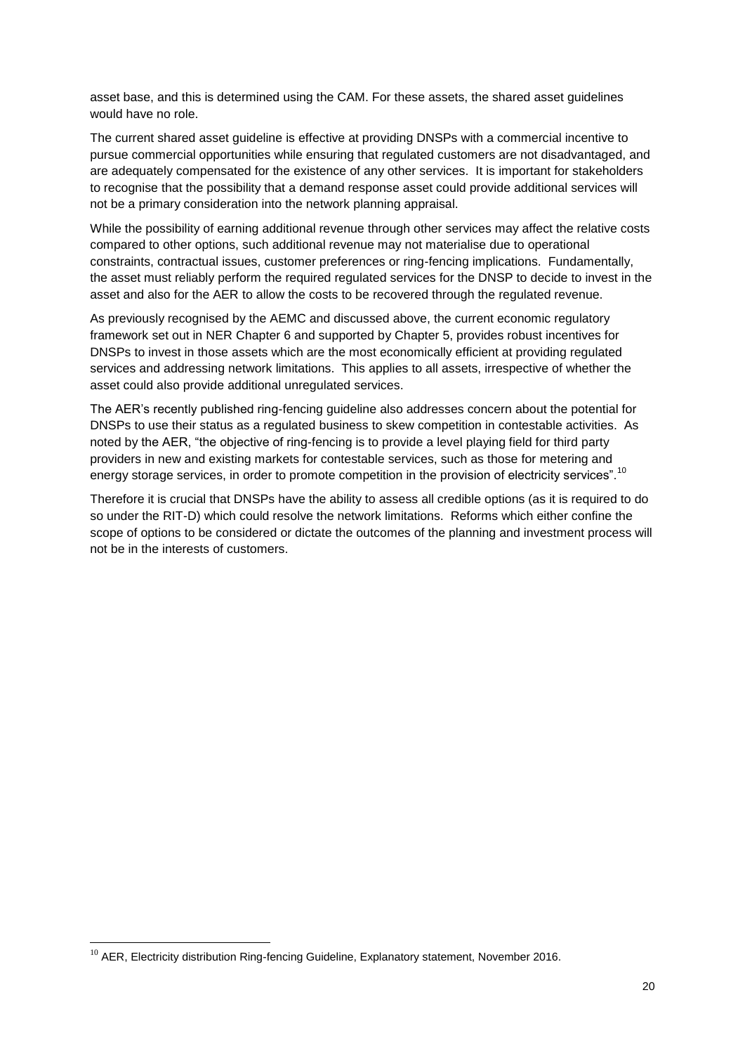asset base, and this is determined using the CAM. For these assets, the shared asset guidelines would have no role.

The current shared asset guideline is effective at providing DNSPs with a commercial incentive to pursue commercial opportunities while ensuring that regulated customers are not disadvantaged, and are adequately compensated for the existence of any other services. It is important for stakeholders to recognise that the possibility that a demand response asset could provide additional services will not be a primary consideration into the network planning appraisal.

While the possibility of earning additional revenue through other services may affect the relative costs compared to other options, such additional revenue may not materialise due to operational constraints, contractual issues, customer preferences or ring-fencing implications. Fundamentally, the asset must reliably perform the required regulated services for the DNSP to decide to invest in the asset and also for the AER to allow the costs to be recovered through the regulated revenue.

As previously recognised by the AEMC and discussed above, the current economic regulatory framework set out in NER Chapter 6 and supported by Chapter 5, provides robust incentives for DNSPs to invest in those assets which are the most economically efficient at providing regulated services and addressing network limitations. This applies to all assets, irrespective of whether the asset could also provide additional unregulated services.

The AER's recently published ring-fencing guideline also addresses concern about the potential for DNSPs to use their status as a regulated business to skew competition in contestable activities. As noted by the AER, "the objective of ring-fencing is to provide a level playing field for third party providers in new and existing markets for contestable services, such as those for metering and energy storage services, in order to promote competition in the provision of electricity services".[10]

Therefore it is crucial that DNSPs have the ability to assess all credible options (as it is required to do so under the RIT-D) which could resolve the network limitations. Reforms which either confine the scope of options to be considered or dictate the outcomes of the planning and investment process will not be in the interests of customers.

[10] AER, Electricity distribution Ring-fencing Guideline, Explanatory statement, November 2016.